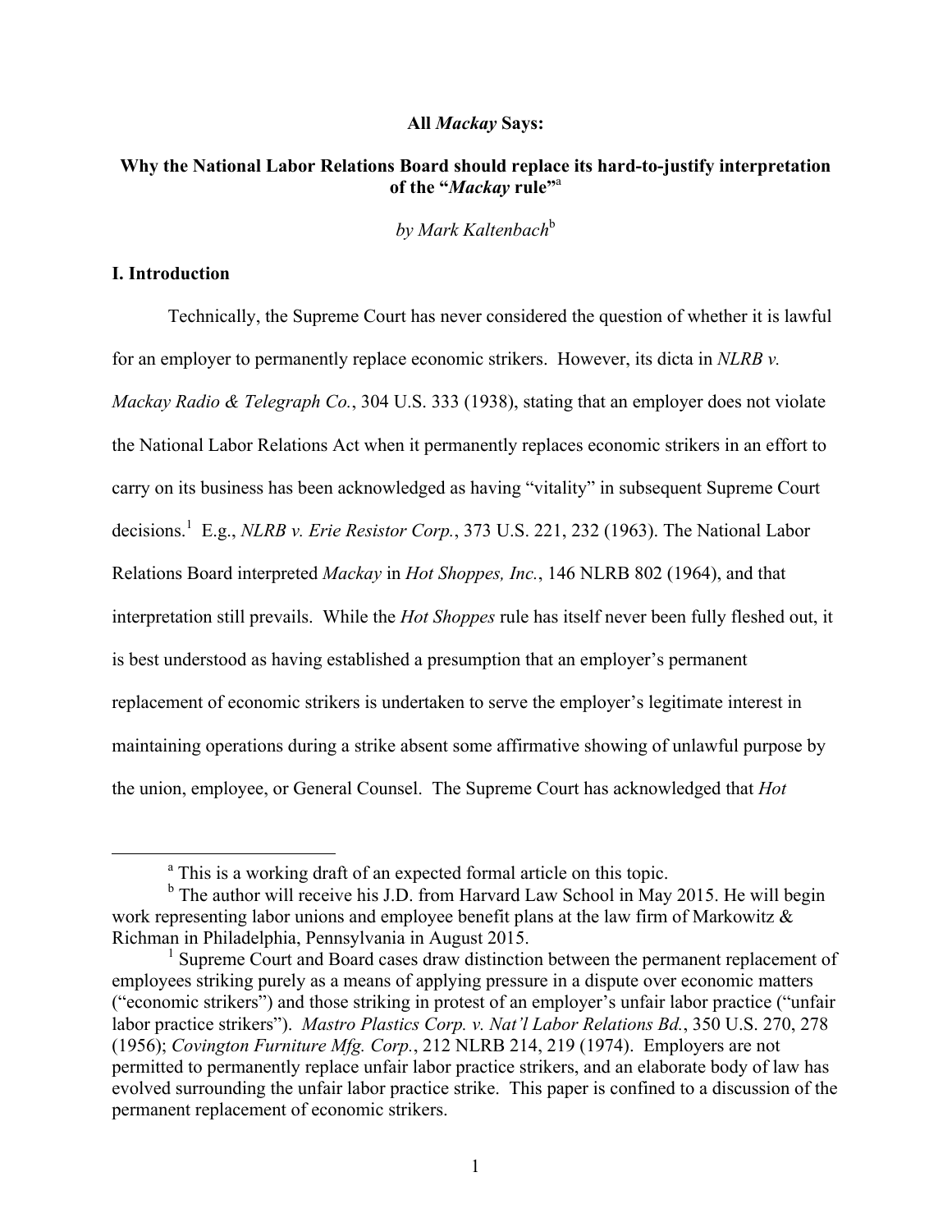**All *Mackay* Says:**

**Why the National Labor Relations Board should replace its hard-to-justify interpretation of the "*Mackay* rule"**[a]

*by Mark Kaltenbach*[b]

## I. Introduction

Technically, the Supreme Court has never considered the question of whether it is lawful for an employer to permanently replace economic strikers. However, its dicta in *NLRB v. Mackay Radio & Telegraph Co.*, 304 U.S. 333 (1938), stating that an employer does not violate the National Labor Relations Act when it permanently replaces economic strikers in an effort to carry on its business has been acknowledged as having "vitality" in subsequent Supreme Court decisions.[1] E.g., *NLRB v. Erie Resistor Corp.*, 373 U.S. 221, 232 (1963). The National Labor Relations Board interpreted *Mackay* in *Hot Shoppes, Inc.*, 146 NLRB 802 (1964), and that interpretation still prevails. While the *Hot Shoppes* rule has itself never been fully fleshed out, it is best understood as having established a presumption that an employer's permanent replacement of economic strikers is undertaken to serve the employer's legitimate interest in maintaining operations during a strike absent some affirmative showing of unlawful purpose by the union, employee, or General Counsel. The Supreme Court has acknowledged that *Hot*

---

[a] This is a working draft of an expected formal article on this topic.

[b] The author will receive his J.D. from Harvard Law School in May 2015. He will begin work representing labor unions and employee benefit plans at the law firm of Markowitz & Richman in Philadelphia, Pennsylvania in August 2015.

[1] Supreme Court and Board cases draw distinction between the permanent replacement of employees striking purely as a means of applying pressure in a dispute over economic matters ("economic strikers") and those striking in protest of an employer's unfair labor practice ("unfair labor practice strikers"). *Mastro Plastics Corp. v. Nat'l Labor Relations Bd.*, 350 U.S. 270, 278 (1956); *Covington Furniture Mfg. Corp.*, 212 NLRB 214, 219 (1974). Employers are not permitted to permanently replace unfair labor practice strikers, and an elaborate body of law has evolved surrounding the unfair labor practice strike. This paper is confined to a discussion of the permanent replacement of economic strikers.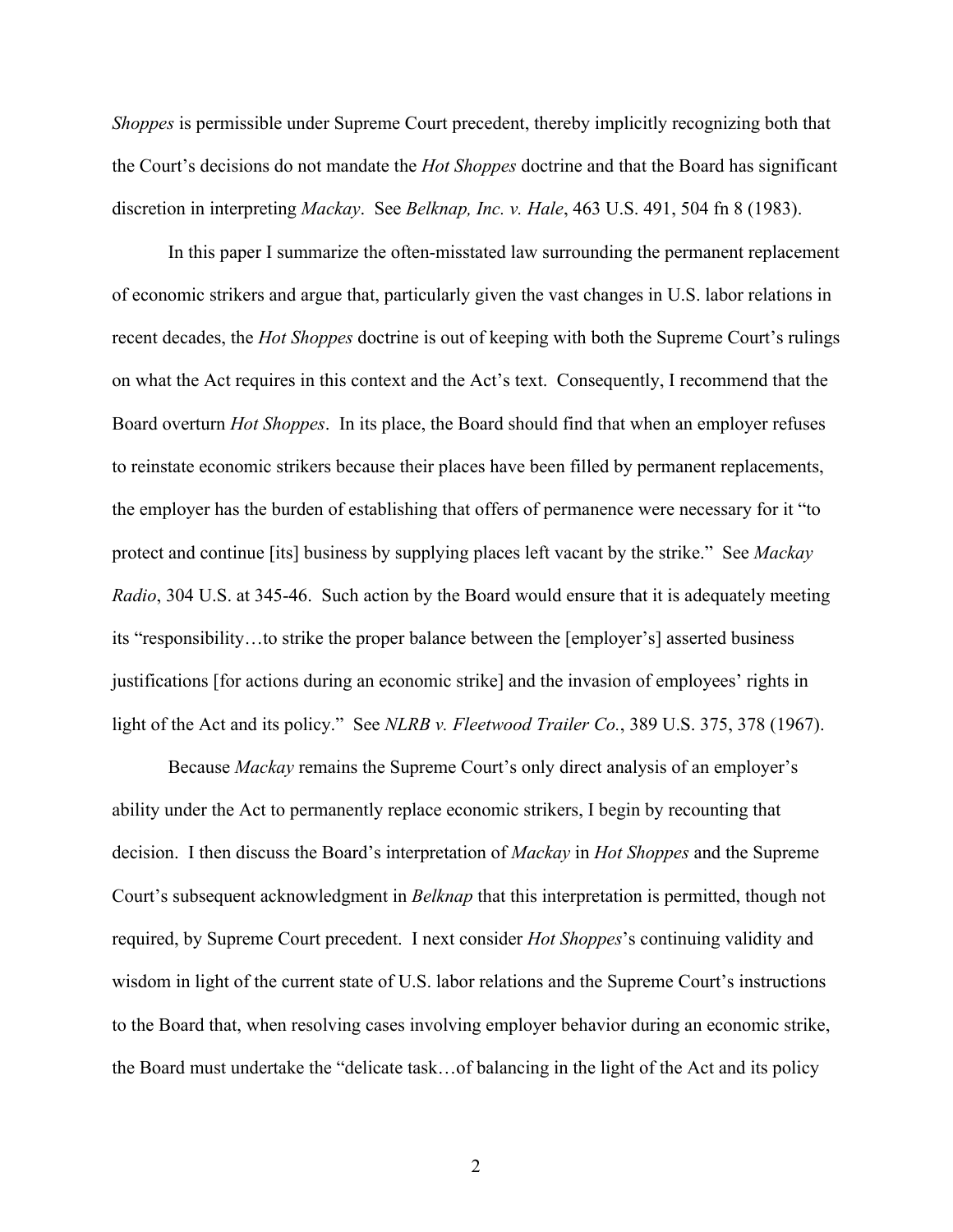*Shoppes* is permissible under Supreme Court precedent, thereby implicitly recognizing both that the Court's decisions do not mandate the *Hot Shoppes* doctrine and that the Board has significant discretion in interpreting *Mackay*. See *Belknap, Inc. v. Hale*, 463 U.S. 491, 504 fn 8 (1983).

In this paper I summarize the often-misstated law surrounding the permanent replacement of economic strikers and argue that, particularly given the vast changes in U.S. labor relations in recent decades, the *Hot Shoppes* doctrine is out of keeping with both the Supreme Court's rulings on what the Act requires in this context and the Act's text. Consequently, I recommend that the Board overturn *Hot Shoppes*. In its place, the Board should find that when an employer refuses to reinstate economic strikers because their places have been filled by permanent replacements, the employer has the burden of establishing that offers of permanence were necessary for it "to protect and continue [its] business by supplying places left vacant by the strike." See *Mackay Radio*, 304 U.S. at 345-46. Such action by the Board would ensure that it is adequately meeting its "responsibility…to strike the proper balance between the [employer's] asserted business justifications [for actions during an economic strike] and the invasion of employees' rights in light of the Act and its policy." See *NLRB v. Fleetwood Trailer Co.*, 389 U.S. 375, 378 (1967).

Because *Mackay* remains the Supreme Court's only direct analysis of an employer's ability under the Act to permanently replace economic strikers, I begin by recounting that decision. I then discuss the Board's interpretation of *Mackay* in *Hot Shoppes* and the Supreme Court's subsequent acknowledgment in *Belknap* that this interpretation is permitted, though not required, by Supreme Court precedent. I next consider *Hot Shoppes*'s continuing validity and wisdom in light of the current state of U.S. labor relations and the Supreme Court's instructions to the Board that, when resolving cases involving employer behavior during an economic strike, the Board must undertake the "delicate task…of balancing in the light of the Act and its policy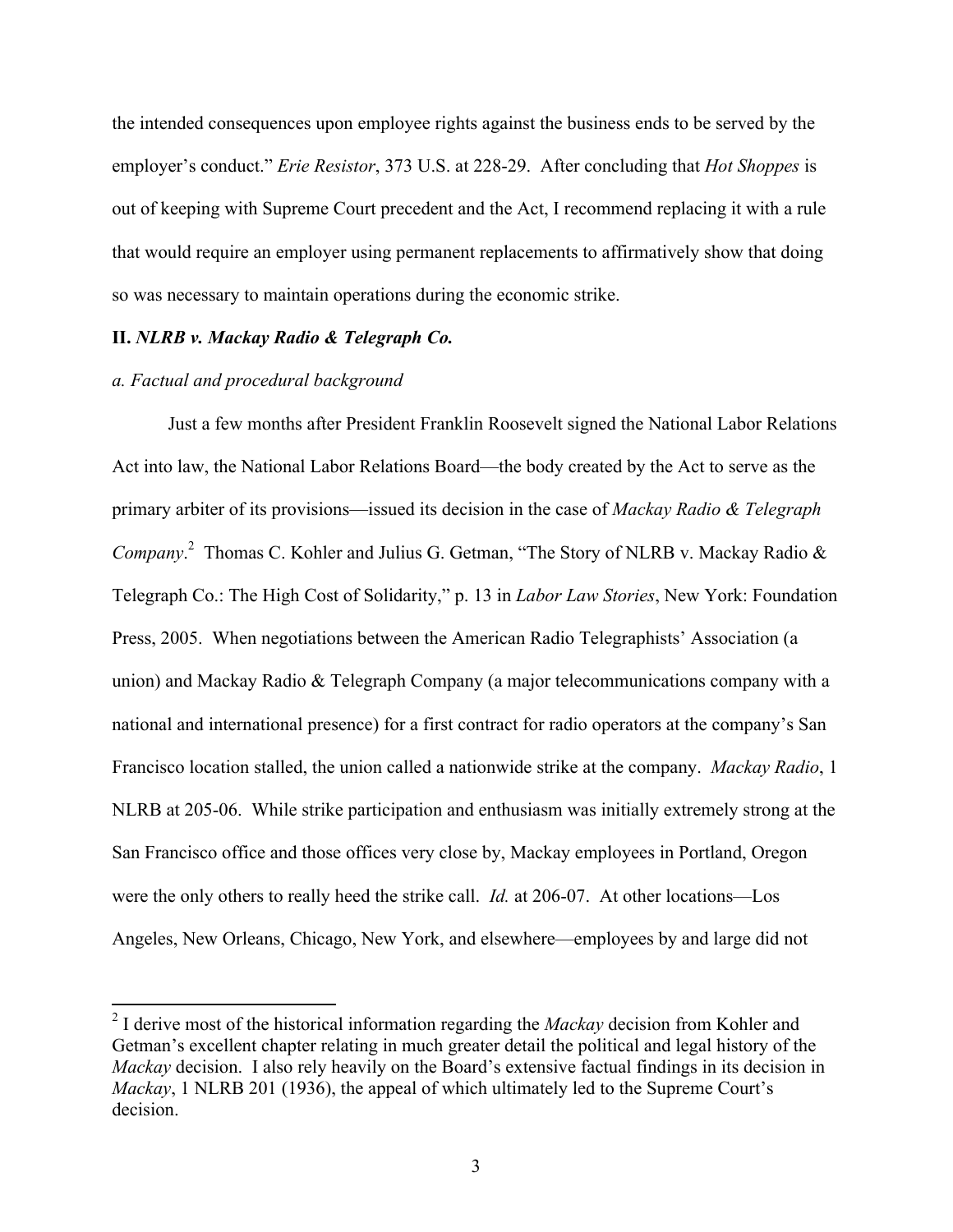the intended consequences upon employee rights against the business ends to be served by the employer's conduct." *Erie Resistor*, 373 U.S. at 228-29. After concluding that *Hot Shoppes* is out of keeping with Supreme Court precedent and the Act, I recommend replacing it with a rule that would require an employer using permanent replacements to affirmatively show that doing so was necessary to maintain operations during the economic strike.

## II. *NLRB v. Mackay Radio & Telegraph Co.*

### *a. Factual and procedural background*

Just a few months after President Franklin Roosevelt signed the National Labor Relations Act into law, the National Labor Relations Board—the body created by the Act to serve as the primary arbiter of its provisions—issued its decision in the case of *Mackay Radio & Telegraph Company*.[2] Thomas C. Kohler and Julius G. Getman, "The Story of NLRB v. Mackay Radio & Telegraph Co.: The High Cost of Solidarity," p. 13 in *Labor Law Stories*, New York: Foundation Press, 2005. When negotiations between the American Radio Telegraphists' Association (a union) and Mackay Radio & Telegraph Company (a major telecommunications company with a national and international presence) for a first contract for radio operators at the company's San Francisco location stalled, the union called a nationwide strike at the company. *Mackay Radio*, 1 NLRB at 205-06. While strike participation and enthusiasm was initially extremely strong at the San Francisco office and those offices very close by, Mackay employees in Portland, Oregon were the only others to really heed the strike call. *Id.* at 206-07. At other locations—Los Angeles, New Orleans, Chicago, New York, and elsewhere—employees by and large did not

[2] I derive most of the historical information regarding the *Mackay* decision from Kohler and Getman's excellent chapter relating in much greater detail the political and legal history of the *Mackay* decision. I also rely heavily on the Board's extensive factual findings in its decision in *Mackay*, 1 NLRB 201 (1936), the appeal of which ultimately led to the Supreme Court's decision.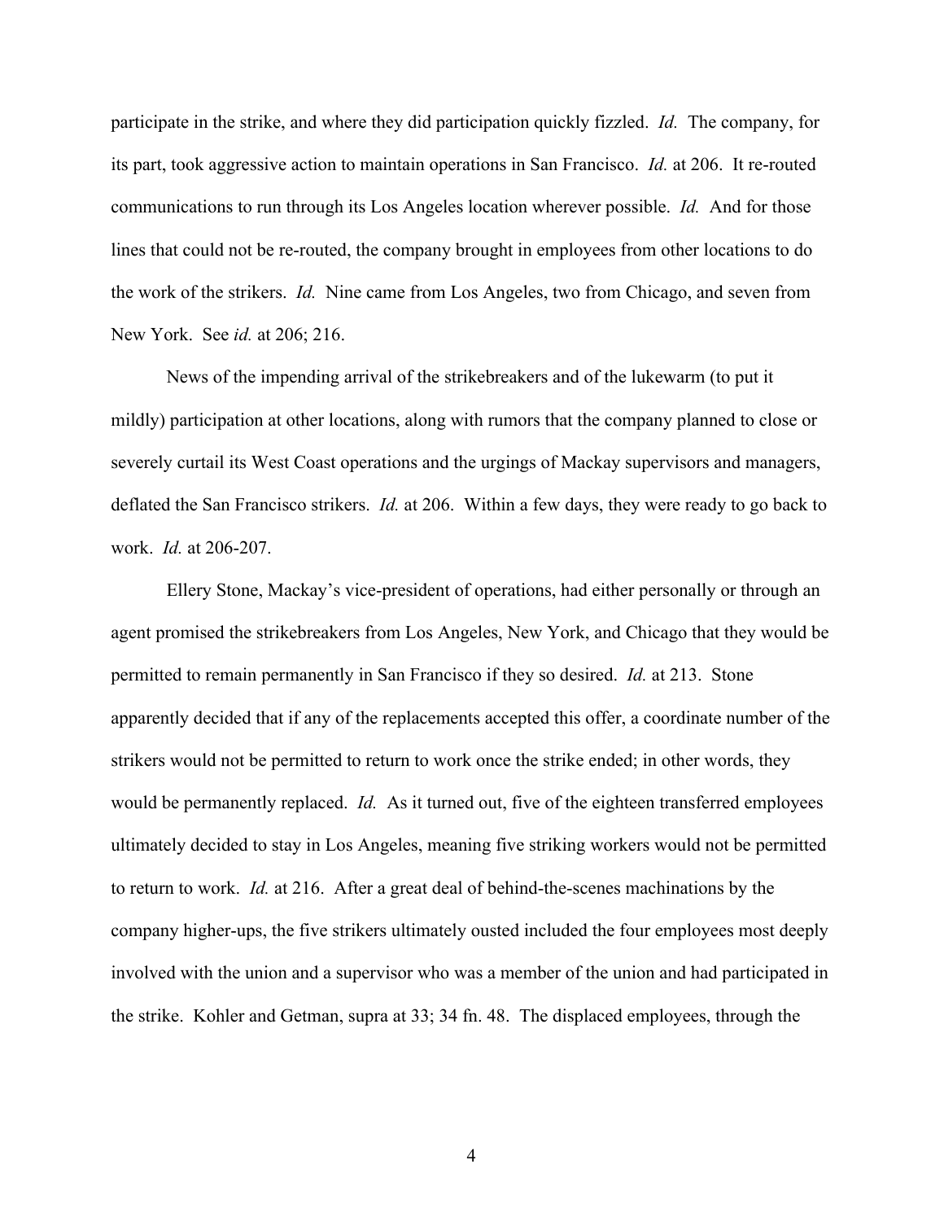participate in the strike, and where they did participation quickly fizzled. *Id.* The company, for its part, took aggressive action to maintain operations in San Francisco. *Id.* at 206. It re-routed communications to run through its Los Angeles location wherever possible. *Id.* And for those lines that could not be re-routed, the company brought in employees from other locations to do the work of the strikers. *Id.* Nine came from Los Angeles, two from Chicago, and seven from New York. See *id.* at 206; 216.

News of the impending arrival of the strikebreakers and of the lukewarm (to put it mildly) participation at other locations, along with rumors that the company planned to close or severely curtail its West Coast operations and the urgings of Mackay supervisors and managers, deflated the San Francisco strikers. *Id.* at 206. Within a few days, they were ready to go back to work. *Id.* at 206-207.

Ellery Stone, Mackay's vice-president of operations, had either personally or through an agent promised the strikebreakers from Los Angeles, New York, and Chicago that they would be permitted to remain permanently in San Francisco if they so desired. *Id.* at 213. Stone apparently decided that if any of the replacements accepted this offer, a coordinate number of the strikers would not be permitted to return to work once the strike ended; in other words, they would be permanently replaced. *Id.* As it turned out, five of the eighteen transferred employees ultimately decided to stay in Los Angeles, meaning five striking workers would not be permitted to return to work. *Id.* at 216. After a great deal of behind-the-scenes machinations by the company higher-ups, the five strikers ultimately ousted included the four employees most deeply involved with the union and a supervisor who was a member of the union and had participated in the strike. Kohler and Getman, supra at 33; 34 fn. 48. The displaced employees, through the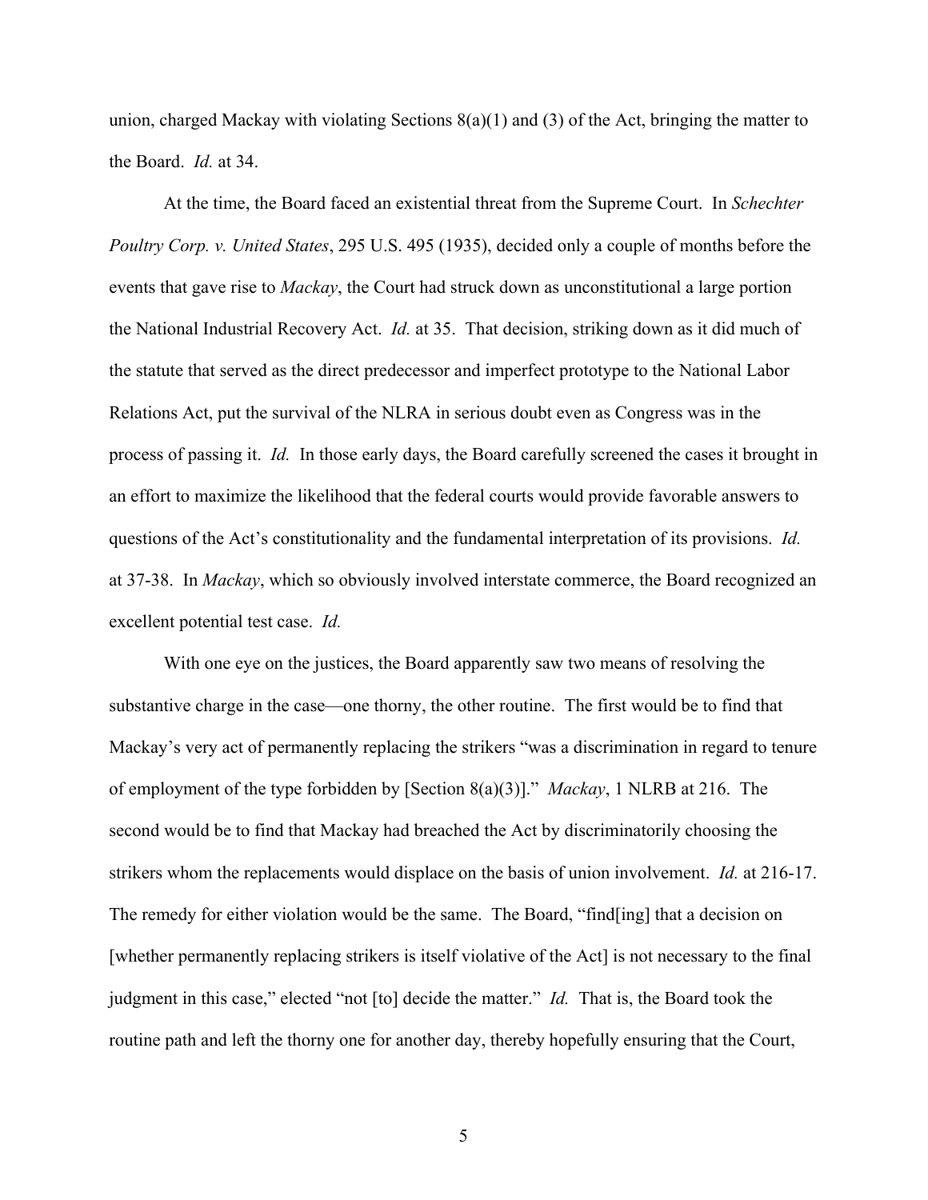union, charged Mackay with violating Sections 8(a)(1) and (3) of the Act, bringing the matter to the Board. *Id.* at 34.

At the time, the Board faced an existential threat from the Supreme Court. In *Schechter Poultry Corp. v. United States*, 295 U.S. 495 (1935), decided only a couple of months before the events that gave rise to *Mackay*, the Court had struck down as unconstitutional a large portion the National Industrial Recovery Act. *Id.* at 35. That decision, striking down as it did much of the statute that served as the direct predecessor and imperfect prototype to the National Labor Relations Act, put the survival of the NLRA in serious doubt even as Congress was in the process of passing it. *Id.* In those early days, the Board carefully screened the cases it brought in an effort to maximize the likelihood that the federal courts would provide favorable answers to questions of the Act's constitutionality and the fundamental interpretation of its provisions. *Id.* at 37-38. In *Mackay*, which so obviously involved interstate commerce, the Board recognized an excellent potential test case. *Id.*

With one eye on the justices, the Board apparently saw two means of resolving the substantive charge in the case—one thorny, the other routine. The first would be to find that Mackay's very act of permanently replacing the strikers "was a discrimination in regard to tenure of employment of the type forbidden by [Section 8(a)(3)]." *Mackay*, 1 NLRB at 216. The second would be to find that Mackay had breached the Act by discriminatorily choosing the strikers whom the replacements would displace on the basis of union involvement. *Id.* at 216-17. The remedy for either violation would be the same. The Board, "find[ing] that a decision on [whether permanently replacing strikers is itself violative of the Act] is not necessary to the final judgment in this case," elected "not [to] decide the matter." *Id.* That is, the Board took the routine path and left the thorny one for another day, thereby hopefully ensuring that the Court,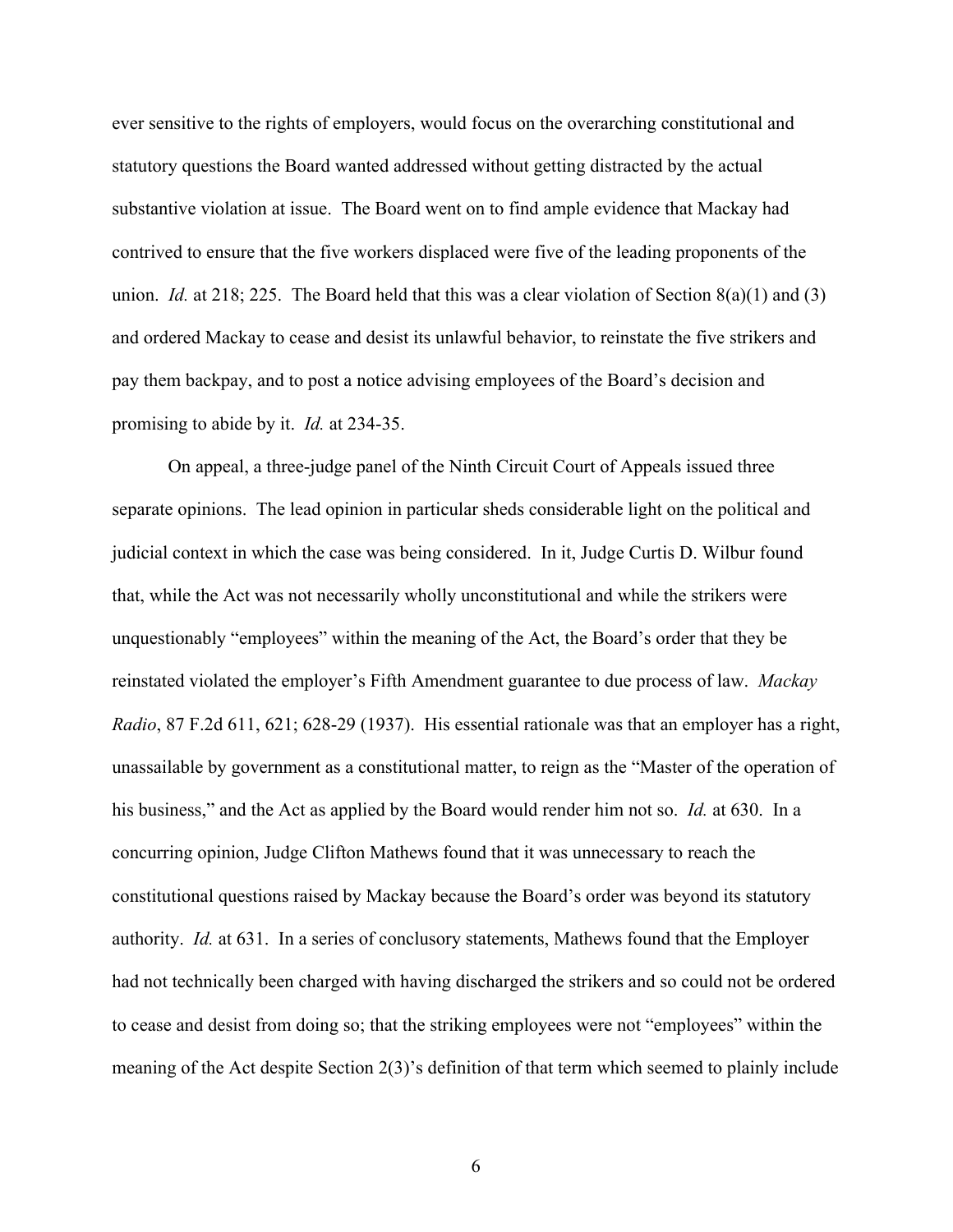ever sensitive to the rights of employers, would focus on the overarching constitutional and statutory questions the Board wanted addressed without getting distracted by the actual substantive violation at issue. The Board went on to find ample evidence that Mackay had contrived to ensure that the five workers displaced were five of the leading proponents of the union. *Id.* at 218; 225. The Board held that this was a clear violation of Section 8(a)(1) and (3) and ordered Mackay to cease and desist its unlawful behavior, to reinstate the five strikers and pay them backpay, and to post a notice advising employees of the Board's decision and promising to abide by it. *Id.* at 234-35.

On appeal, a three-judge panel of the Ninth Circuit Court of Appeals issued three separate opinions. The lead opinion in particular sheds considerable light on the political and judicial context in which the case was being considered. In it, Judge Curtis D. Wilbur found that, while the Act was not necessarily wholly unconstitutional and while the strikers were unquestionably "employees" within the meaning of the Act, the Board's order that they be reinstated violated the employer's Fifth Amendment guarantee to due process of law. *Mackay Radio*, 87 F.2d 611, 621; 628-29 (1937). His essential rationale was that an employer has a right, unassailable by government as a constitutional matter, to reign as the "Master of the operation of his business," and the Act as applied by the Board would render him not so. *Id.* at 630. In a concurring opinion, Judge Clifton Mathews found that it was unnecessary to reach the constitutional questions raised by Mackay because the Board's order was beyond its statutory authority. *Id.* at 631. In a series of conclusory statements, Mathews found that the Employer had not technically been charged with having discharged the strikers and so could not be ordered to cease and desist from doing so; that the striking employees were not "employees" within the meaning of the Act despite Section 2(3)'s definition of that term which seemed to plainly include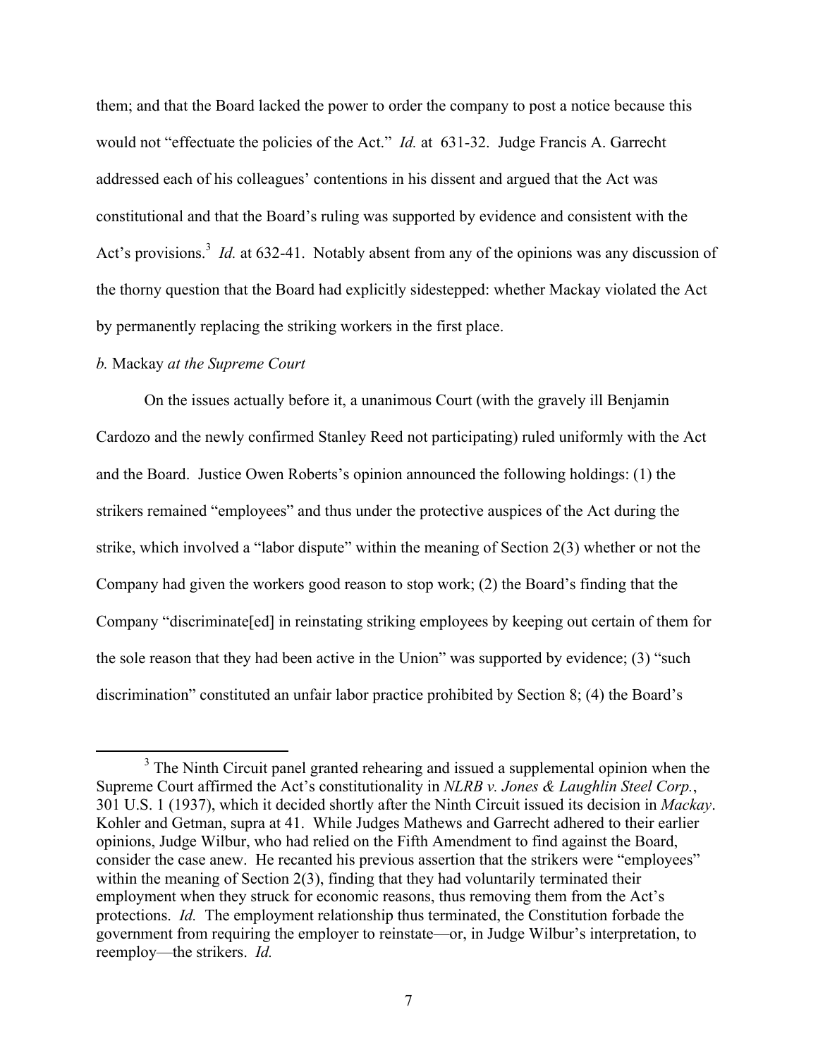them; and that the Board lacked the power to order the company to post a notice because this would not "effectuate the policies of the Act." *Id.* at 631-32. Judge Francis A. Garrecht addressed each of his colleagues' contentions in his dissent and argued that the Act was constitutional and that the Board's ruling was supported by evidence and consistent with the Act's provisions.[3] *Id.* at 632-41. Notably absent from any of the opinions was any discussion of the thorny question that the Board had explicitly sidestepped: whether Mackay violated the Act by permanently replacing the striking workers in the first place.

*b.* Mackay *at the Supreme Court*

On the issues actually before it, a unanimous Court (with the gravely ill Benjamin Cardozo and the newly confirmed Stanley Reed not participating) ruled uniformly with the Act and the Board. Justice Owen Roberts's opinion announced the following holdings: (1) the strikers remained "employees" and thus under the protective auspices of the Act during the strike, which involved a "labor dispute" within the meaning of Section 2(3) whether or not the Company had given the workers good reason to stop work; (2) the Board's finding that the Company "discriminate[ed] in reinstating striking employees by keeping out certain of them for the sole reason that they had been active in the Union" was supported by evidence; (3) "such discrimination" constituted an unfair labor practice prohibited by Section 8; (4) the Board's

---

[3] The Ninth Circuit panel granted rehearing and issued a supplemental opinion when the Supreme Court affirmed the Act's constitutionality in *NLRB v. Jones & Laughlin Steel Corp.*, 301 U.S. 1 (1937), which it decided shortly after the Ninth Circuit issued its decision in *Mackay*. Kohler and Getman, supra at 41. While Judges Mathews and Garrecht adhered to their earlier opinions, Judge Wilbur, who had relied on the Fifth Amendment to find against the Board, consider the case anew. He recanted his previous assertion that the strikers were "employees" within the meaning of Section 2(3), finding that they had voluntarily terminated their employment when they struck for economic reasons, thus removing them from the Act's protections. *Id.* The employment relationship thus terminated, the Constitution forbade the government from requiring the employer to reinstate—or, in Judge Wilbur's interpretation, to reemploy—the strikers. *Id.*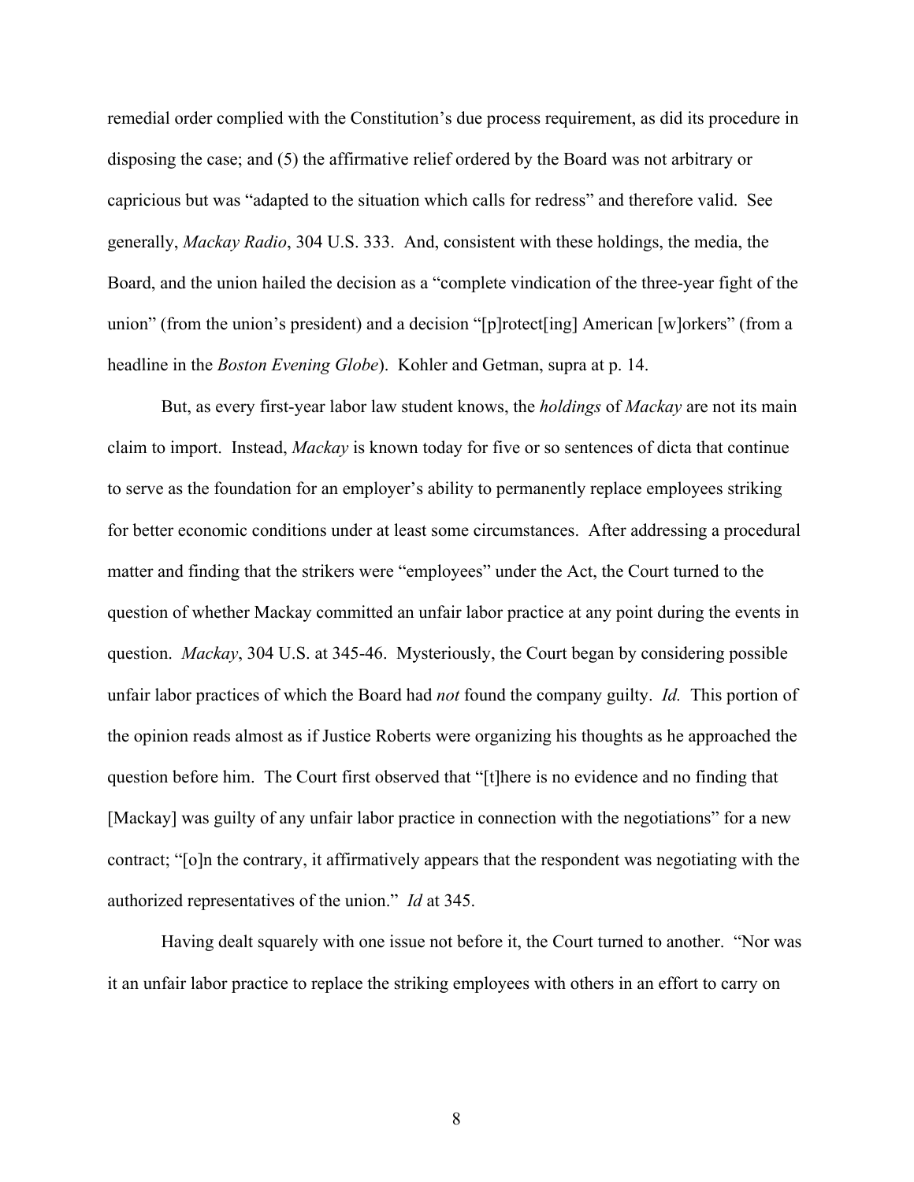remedial order complied with the Constitution's due process requirement, as did its procedure in disposing the case; and (5) the affirmative relief ordered by the Board was not arbitrary or capricious but was "adapted to the situation which calls for redress" and therefore valid. See generally, *Mackay Radio*, 304 U.S. 333. And, consistent with these holdings, the media, the Board, and the union hailed the decision as a "complete vindication of the three-year fight of the union" (from the union's president) and a decision "[p]rotect[ing] American [w]orkers" (from a headline in the *Boston Evening Globe*). Kohler and Getman, supra at p. 14.

But, as every first-year labor law student knows, the *holdings* of *Mackay* are not its main claim to import. Instead, *Mackay* is known today for five or so sentences of dicta that continue to serve as the foundation for an employer's ability to permanently replace employees striking for better economic conditions under at least some circumstances. After addressing a procedural matter and finding that the strikers were "employees" under the Act, the Court turned to the question of whether Mackay committed an unfair labor practice at any point during the events in question. *Mackay*, 304 U.S. at 345-46. Mysteriously, the Court began by considering possible unfair labor practices of which the Board had *not* found the company guilty. *Id.* This portion of the opinion reads almost as if Justice Roberts were organizing his thoughts as he approached the question before him. The Court first observed that "[t]here is no evidence and no finding that [Mackay] was guilty of any unfair labor practice in connection with the negotiations" for a new contract; "[o]n the contrary, it affirmatively appears that the respondent was negotiating with the authorized representatives of the union." *Id* at 345.

Having dealt squarely with one issue not before it, the Court turned to another. "Nor was it an unfair labor practice to replace the striking employees with others in an effort to carry on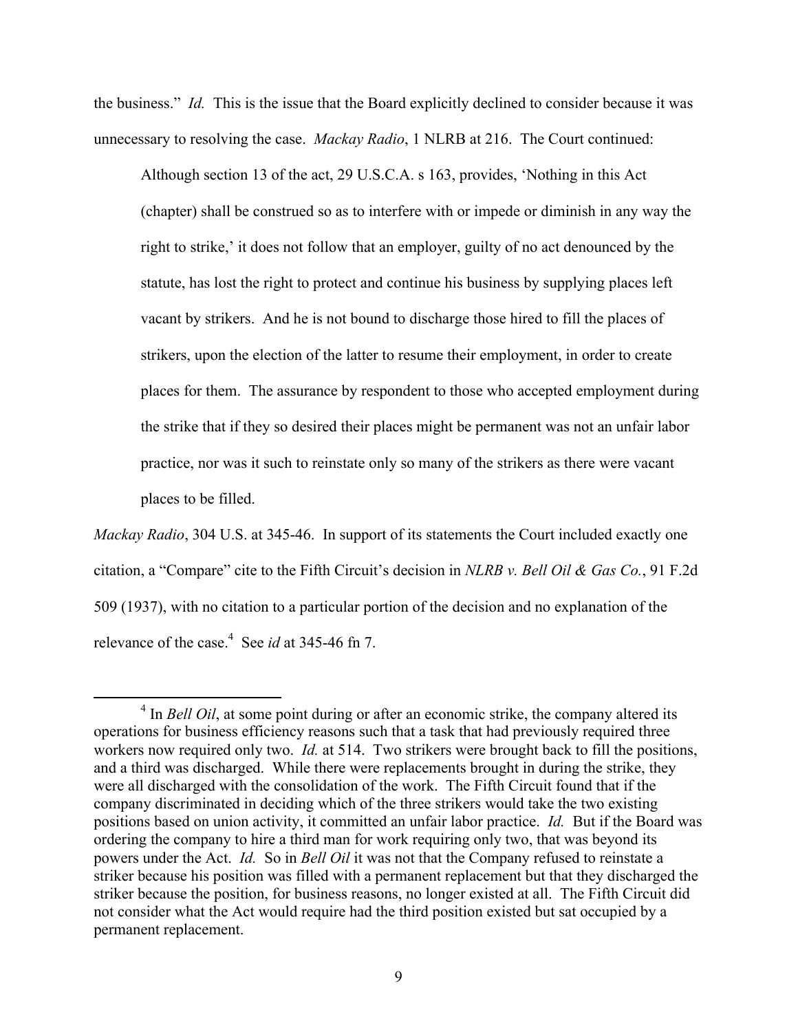the business." *Id.* This is the issue that the Board explicitly declined to consider because it was unnecessary to resolving the case. *Mackay Radio*, 1 NLRB at 216. The Court continued:

> Although section 13 of the act, 29 U.S.C.A. s 163, provides, 'Nothing in this Act (chapter) shall be construed so as to interfere with or impede or diminish in any way the right to strike,' it does not follow that an employer, guilty of no act denounced by the statute, has lost the right to protect and continue his business by supplying places left vacant by strikers. And he is not bound to discharge those hired to fill the places of strikers, upon the election of the latter to resume their employment, in order to create places for them. The assurance by respondent to those who accepted employment during the strike that if they so desired their places might be permanent was not an unfair labor practice, nor was it such to reinstate only so many of the strikers as there were vacant places to be filled.

*Mackay Radio*, 304 U.S. at 345-46. In support of its statements the Court included exactly one citation, a "Compare" cite to the Fifth Circuit's decision in *NLRB v. Bell Oil & Gas Co.*, 91 F.2d 509 (1937), with no citation to a particular portion of the decision and no explanation of the relevance of the case.[4] See *id* at 345-46 fn 7.

[4] In *Bell Oil*, at some point during or after an economic strike, the company altered its operations for business efficiency reasons such that a task that had previously required three workers now required only two. *Id.* at 514. Two strikers were brought back to fill the positions, and a third was discharged. While there were replacements brought in during the strike, they were all discharged with the consolidation of the work. The Fifth Circuit found that if the company discriminated in deciding which of the three strikers would take the two existing positions based on union activity, it committed an unfair labor practice. *Id.* But if the Board was ordering the company to hire a third man for work requiring only two, that was beyond its powers under the Act. *Id.* So in *Bell Oil* it was not that the Company refused to reinstate a striker because his position was filled with a permanent replacement but that they discharged the striker because the position, for business reasons, no longer existed at all. The Fifth Circuit did not consider what the Act would require had the third position existed but sat occupied by a permanent replacement.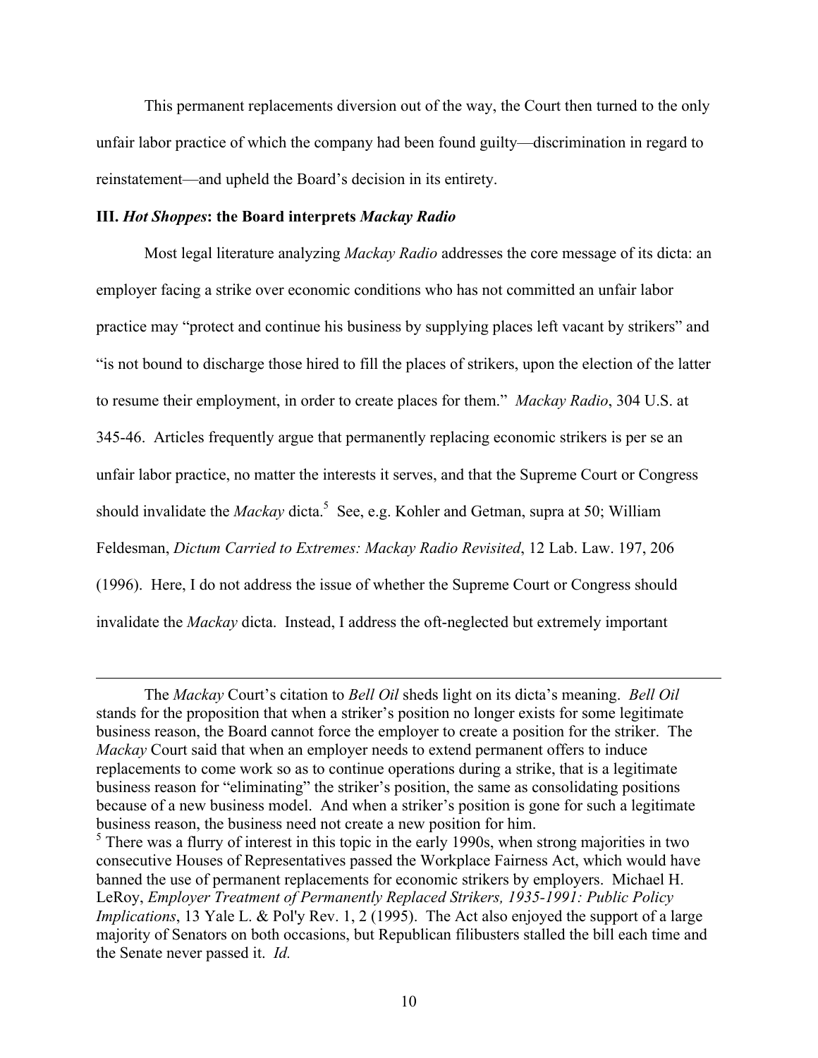This permanent replacements diversion out of the way, the Court then turned to the only unfair labor practice of which the company had been found guilty—discrimination in regard to reinstatement—and upheld the Board's decision in its entirety.

### III. *Hot Shoppes*: the Board interprets *Mackay Radio*

Most legal literature analyzing *Mackay Radio* addresses the core message of its dicta: an employer facing a strike over economic conditions who has not committed an unfair labor practice may "protect and continue his business by supplying places left vacant by strikers" and "is not bound to discharge those hired to fill the places of strikers, upon the election of the latter to resume their employment, in order to create places for them." *Mackay Radio*, 304 U.S. at 345-46. Articles frequently argue that permanently replacing economic strikers is per se an unfair labor practice, no matter the interests it serves, and that the Supreme Court or Congress should invalidate the *Mackay* dicta.[5] See, e.g. Kohler and Getman, supra at 50; William Feldesman, *Dictum Carried to Extremes: Mackay Radio Revisited*, 12 Lab. Law. 197, 206 (1996). Here, I do not address the issue of whether the Supreme Court or Congress should invalidate the *Mackay* dicta. Instead, I address the oft-neglected but extremely important

---

The *Mackay* Court's citation to *Bell Oil* sheds light on its dicta's meaning. *Bell Oil* stands for the proposition that when a striker's position no longer exists for some legitimate business reason, the Board cannot force the employer to create a position for the striker. The *Mackay* Court said that when an employer needs to extend permanent offers to induce replacements to come work so as to continue operations during a strike, that is a legitimate business reason for "eliminating" the striker's position, the same as consolidating positions because of a new business model. And when a striker's position is gone for such a legitimate business reason, the business need not create a new position for him.

[5] There was a flurry of interest in this topic in the early 1990s, when strong majorities in two consecutive Houses of Representatives passed the Workplace Fairness Act, which would have banned the use of permanent replacements for economic strikers by employers. Michael H. LeRoy, *Employer Treatment of Permanently Replaced Strikers, 1935-1991: Public Policy Implications*, 13 Yale L. & Pol'y Rev. 1, 2 (1995). The Act also enjoyed the support of a large majority of Senators on both occasions, but Republican filibusters stalled the bill each time and the Senate never passed it. *Id.*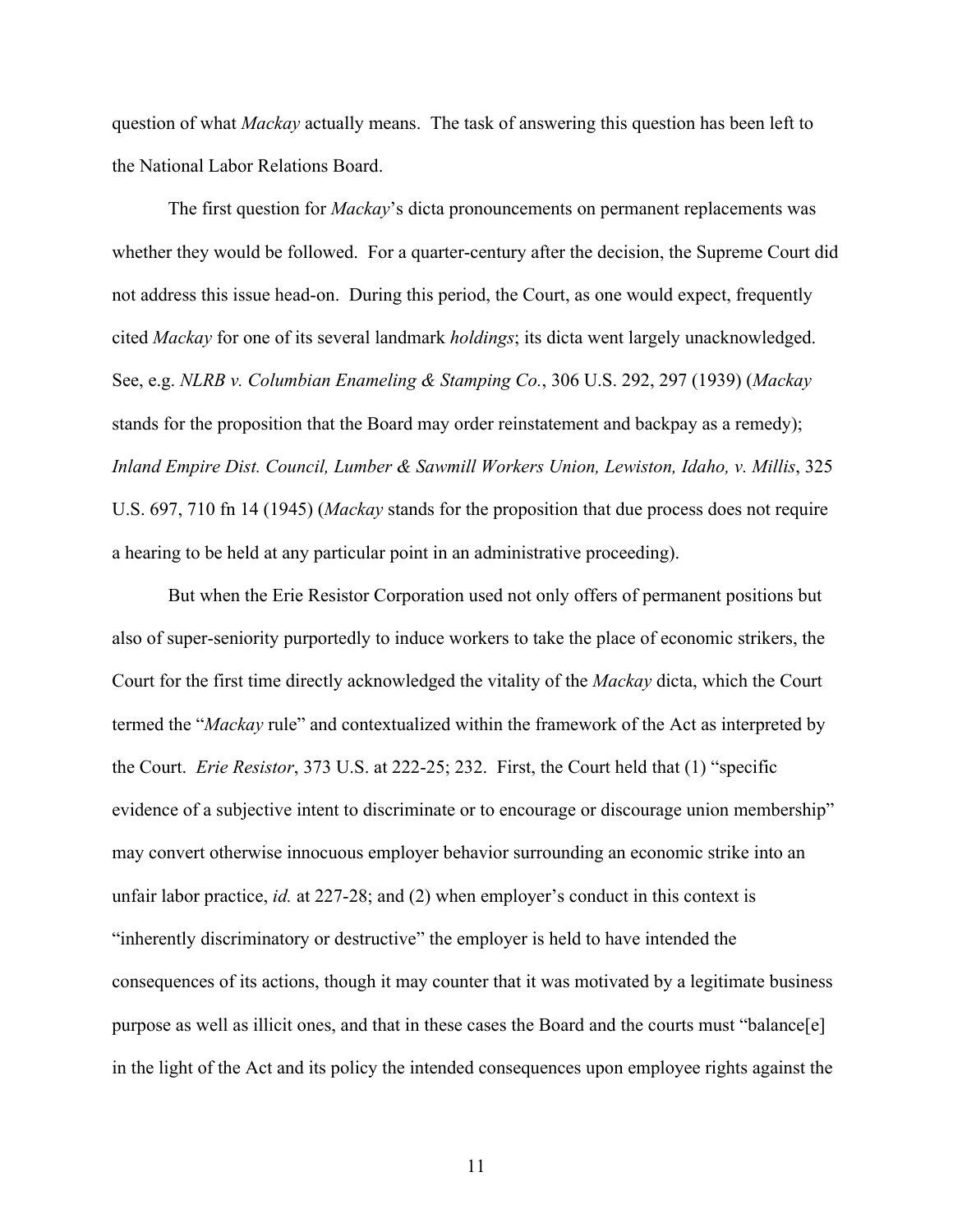question of what *Mackay* actually means. The task of answering this question has been left to the National Labor Relations Board.

The first question for *Mackay*'s dicta pronouncements on permanent replacements was whether they would be followed. For a quarter-century after the decision, the Supreme Court did not address this issue head-on. During this period, the Court, as one would expect, frequently cited *Mackay* for one of its several landmark *holdings*; its dicta went largely unacknowledged. See, e.g. *NLRB v. Columbian Enameling & Stamping Co.*, 306 U.S. 292, 297 (1939) (*Mackay* stands for the proposition that the Board may order reinstatement and backpay as a remedy); *Inland Empire Dist. Council, Lumber & Sawmill Workers Union, Lewiston, Idaho, v. Millis*, 325 U.S. 697, 710 fn 14 (1945) (*Mackay* stands for the proposition that due process does not require a hearing to be held at any particular point in an administrative proceeding).

But when the Erie Resistor Corporation used not only offers of permanent positions but also of super-seniority purportedly to induce workers to take the place of economic strikers, the Court for the first time directly acknowledged the vitality of the *Mackay* dicta, which the Court termed the "*Mackay* rule" and contextualized within the framework of the Act as interpreted by the Court. *Erie Resistor*, 373 U.S. at 222-25; 232. First, the Court held that (1) "specific evidence of a subjective intent to discriminate or to encourage or discourage union membership" may convert otherwise innocuous employer behavior surrounding an economic strike into an unfair labor practice, *id.* at 227-28; and (2) when employer's conduct in this context is "inherently discriminatory or destructive" the employer is held to have intended the consequences of its actions, though it may counter that it was motivated by a legitimate business purpose as well as illicit ones, and that in these cases the Board and the courts must "balance[e] in the light of the Act and its policy the intended consequences upon employee rights against the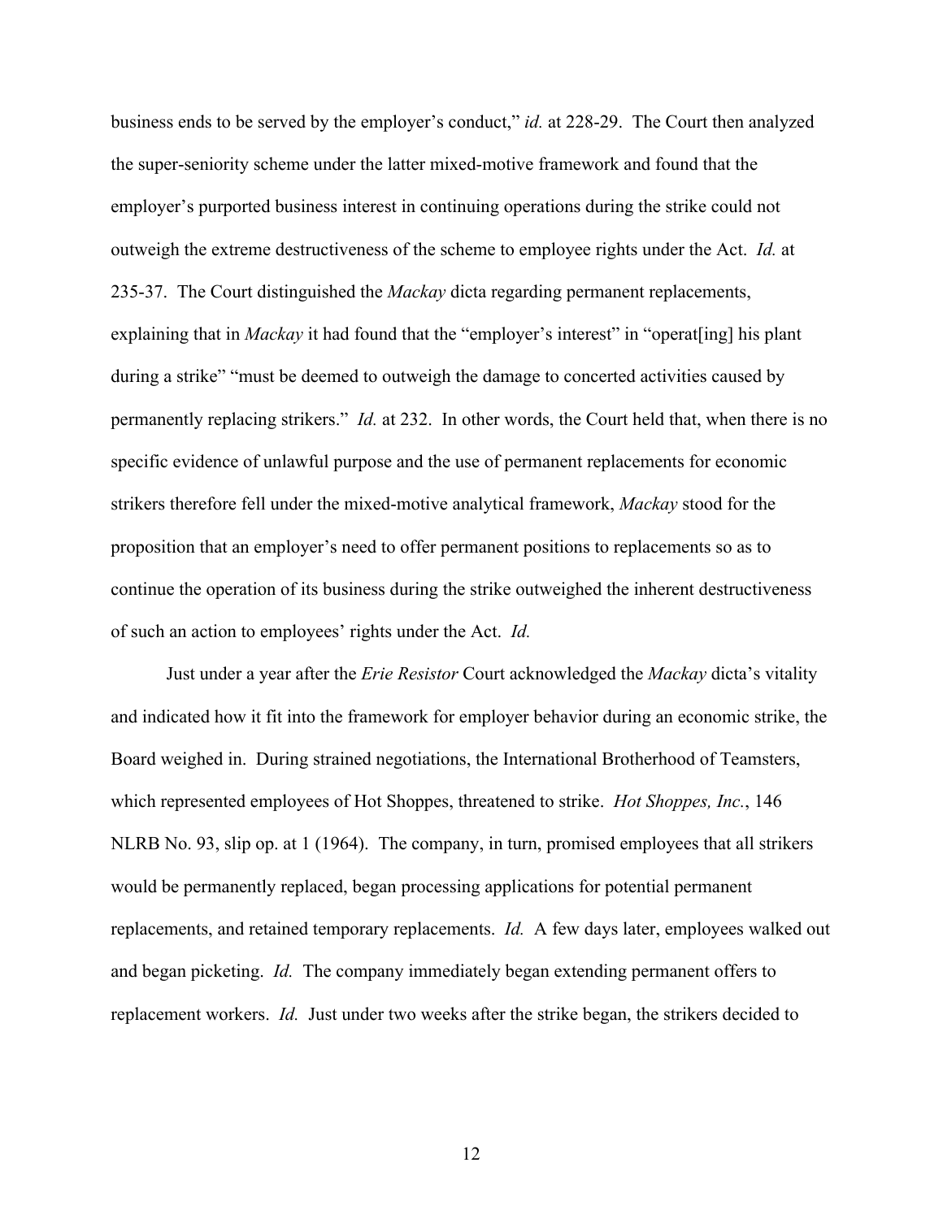business ends to be served by the employer's conduct," *id.* at 228-29. The Court then analyzed the super-seniority scheme under the latter mixed-motive framework and found that the employer's purported business interest in continuing operations during the strike could not outweigh the extreme destructiveness of the scheme to employee rights under the Act. *Id.* at 235-37. The Court distinguished the *Mackay* dicta regarding permanent replacements, explaining that in *Mackay* it had found that the "employer's interest" in "operat[ing] his plant during a strike" "must be deemed to outweigh the damage to concerted activities caused by permanently replacing strikers." *Id.* at 232. In other words, the Court held that, when there is no specific evidence of unlawful purpose and the use of permanent replacements for economic strikers therefore fell under the mixed-motive analytical framework, *Mackay* stood for the proposition that an employer's need to offer permanent positions to replacements so as to continue the operation of its business during the strike outweighed the inherent destructiveness of such an action to employees' rights under the Act. *Id.*

Just under a year after the *Erie Resistor* Court acknowledged the *Mackay* dicta's vitality and indicated how it fit into the framework for employer behavior during an economic strike, the Board weighed in. During strained negotiations, the International Brotherhood of Teamsters, which represented employees of Hot Shoppes, threatened to strike. *Hot Shoppes, Inc.*, 146 NLRB No. 93, slip op. at 1 (1964). The company, in turn, promised employees that all strikers would be permanently replaced, began processing applications for potential permanent replacements, and retained temporary replacements. *Id.* A few days later, employees walked out and began picketing. *Id.* The company immediately began extending permanent offers to replacement workers. *Id.* Just under two weeks after the strike began, the strikers decided to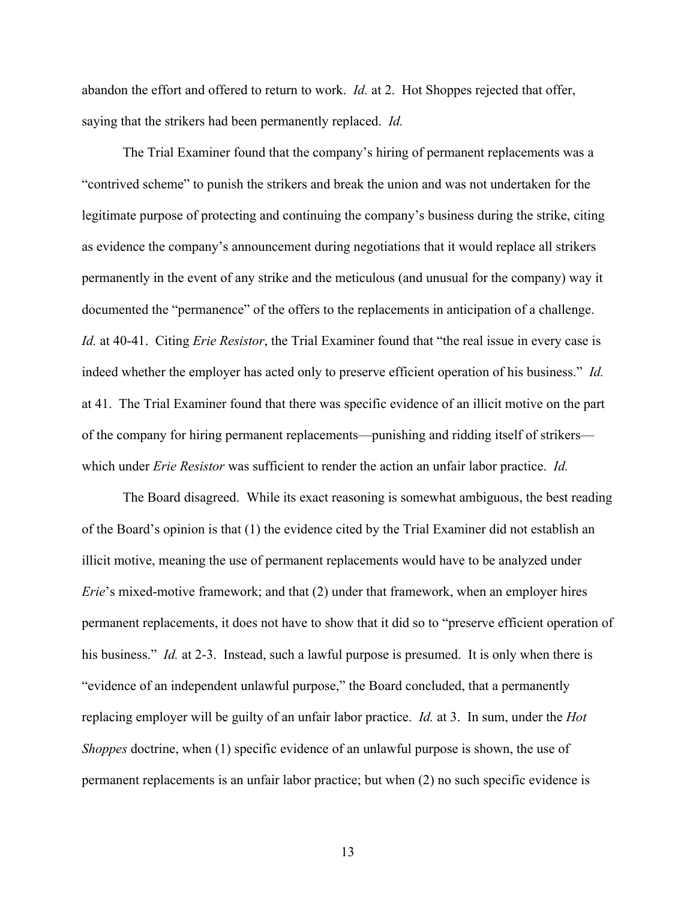abandon the effort and offered to return to work. *Id.* at 2. Hot Shoppes rejected that offer, saying that the strikers had been permanently replaced. *Id.*

The Trial Examiner found that the company's hiring of permanent replacements was a "contrived scheme" to punish the strikers and break the union and was not undertaken for the legitimate purpose of protecting and continuing the company's business during the strike, citing as evidence the company's announcement during negotiations that it would replace all strikers permanently in the event of any strike and the meticulous (and unusual for the company) way it documented the "permanence" of the offers to the replacements in anticipation of a challenge. *Id.* at 40-41. Citing *Erie Resistor*, the Trial Examiner found that "the real issue in every case is indeed whether the employer has acted only to preserve efficient operation of his business." *Id.* at 41. The Trial Examiner found that there was specific evidence of an illicit motive on the part of the company for hiring permanent replacements—punishing and ridding itself of strikers—which under *Erie Resistor* was sufficient to render the action an unfair labor practice. *Id.*

The Board disagreed. While its exact reasoning is somewhat ambiguous, the best reading of the Board's opinion is that (1) the evidence cited by the Trial Examiner did not establish an illicit motive, meaning the use of permanent replacements would have to be analyzed under *Erie*'s mixed-motive framework; and that (2) under that framework, when an employer hires permanent replacements, it does not have to show that it did so to "preserve efficient operation of his business." *Id.* at 2-3. Instead, such a lawful purpose is presumed. It is only when there is "evidence of an independent unlawful purpose," the Board concluded, that a permanently replacing employer will be guilty of an unfair labor practice. *Id.* at 3. In sum, under the *Hot Shoppes* doctrine, when (1) specific evidence of an unlawful purpose is shown, the use of permanent replacements is an unfair labor practice; but when (2) no such specific evidence is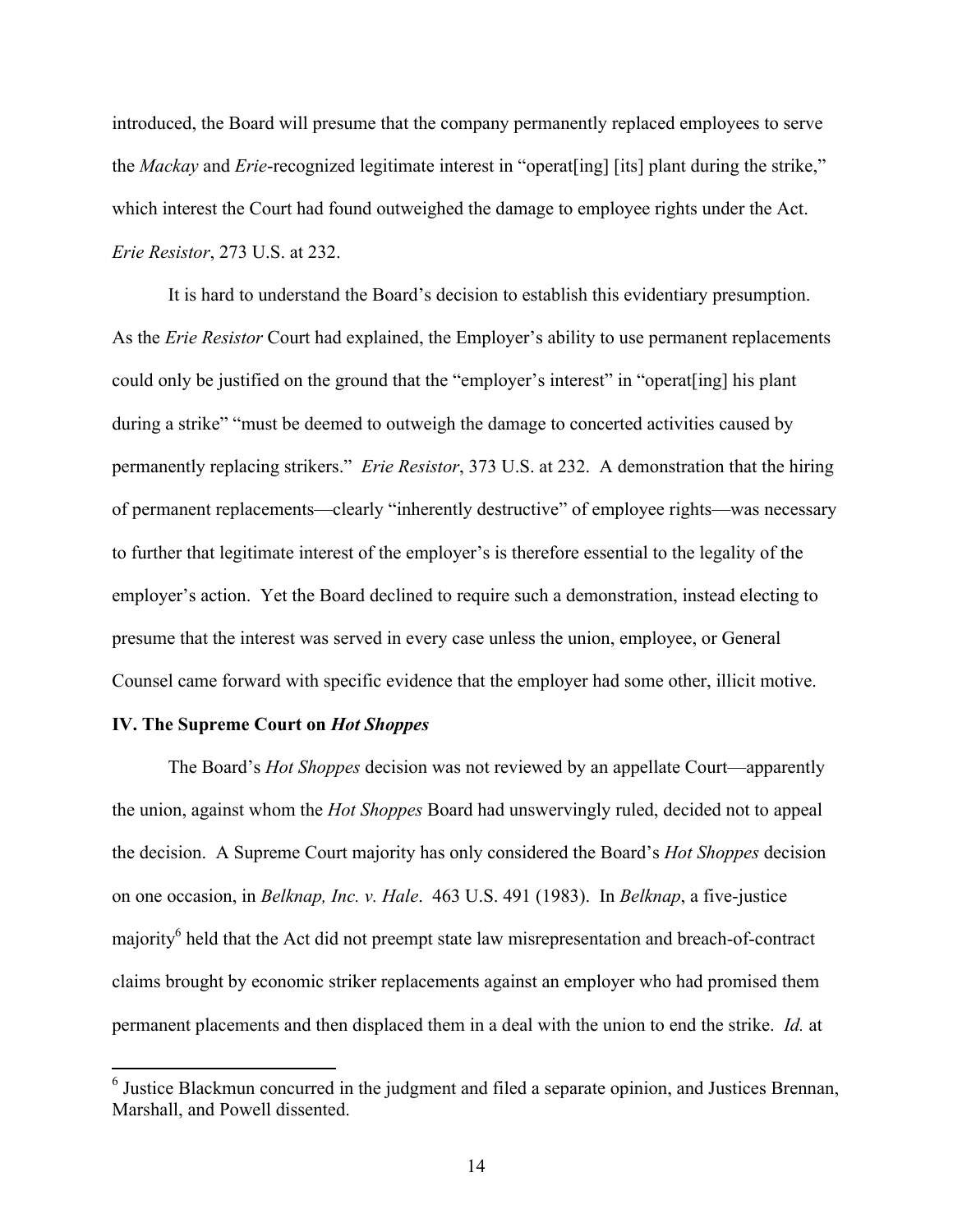introduced, the Board will presume that the company permanently replaced employees to serve the *Mackay* and *Erie*-recognized legitimate interest in "operat[ing] [its] plant during the strike," which interest the Court had found outweighed the damage to employee rights under the Act. *Erie Resistor*, 273 U.S. at 232.

It is hard to understand the Board's decision to establish this evidentiary presumption. As the *Erie Resistor* Court had explained, the Employer's ability to use permanent replacements could only be justified on the ground that the "employer's interest" in "operat[ing] his plant during a strike" "must be deemed to outweigh the damage to concerted activities caused by permanently replacing strikers." *Erie Resistor*, 373 U.S. at 232. A demonstration that the hiring of permanent replacements—clearly "inherently destructive" of employee rights—was necessary to further that legitimate interest of the employer's is therefore essential to the legality of the employer's action. Yet the Board declined to require such a demonstration, instead electing to presume that the interest was served in every case unless the union, employee, or General Counsel came forward with specific evidence that the employer had some other, illicit motive.

**IV. The Supreme Court on *Hot Shoppes***

The Board's *Hot Shoppes* decision was not reviewed by an appellate Court—apparently the union, against whom the *Hot Shoppes* Board had unswervingly ruled, decided not to appeal the decision. A Supreme Court majority has only considered the Board's *Hot Shoppes* decision on one occasion, in *Belknap, Inc. v. Hale*. 463 U.S. 491 (1983). In *Belknap*, a five-justice majority[6] held that the Act did not preempt state law misrepresentation and breach-of-contract claims brought by economic striker replacements against an employer who had promised them permanent placements and then displaced them in a deal with the union to end the strike. *Id.* at

[6] Justice Blackmun concurred in the judgment and filed a separate opinion, and Justices Brennan, Marshall, and Powell dissented.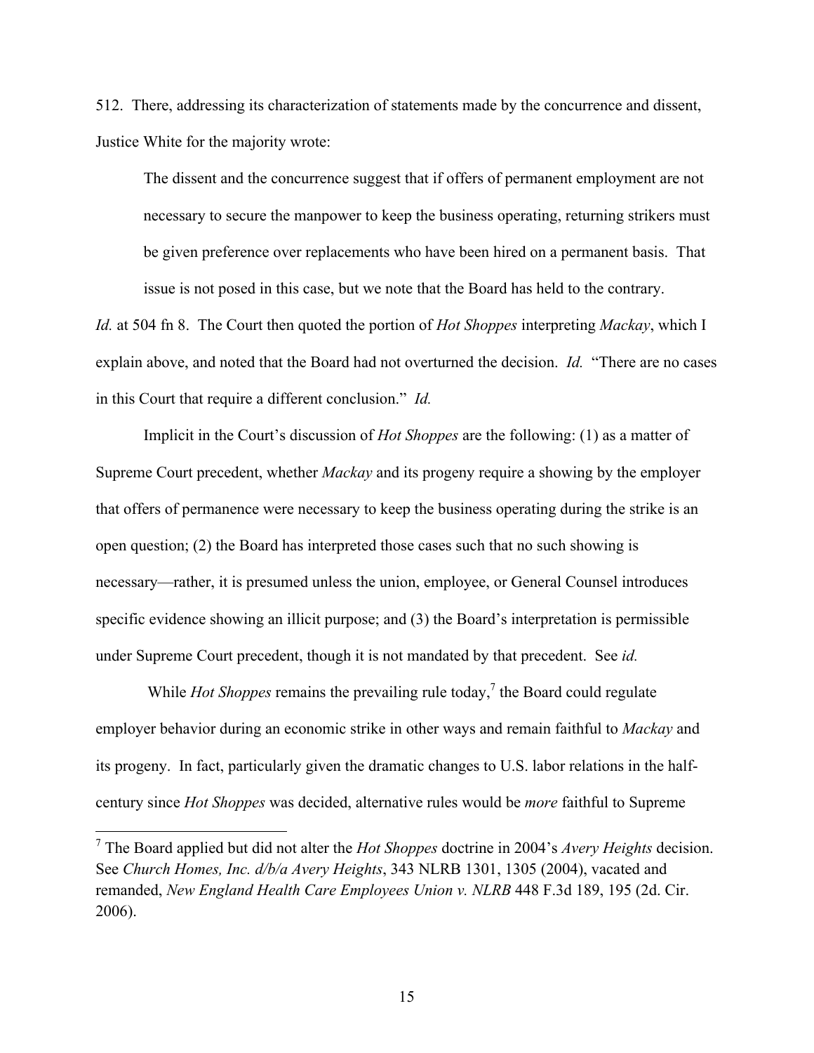512. There, addressing its characterization of statements made by the concurrence and dissent, Justice White for the majority wrote:

> The dissent and the concurrence suggest that if offers of permanent employment are not necessary to secure the manpower to keep the business operating, returning strikers must be given preference over replacements who have been hired on a permanent basis. That issue is not posed in this case, but we note that the Board has held to the contrary.

*Id.* at 504 fn 8. The Court then quoted the portion of *Hot Shoppes* interpreting *Mackay*, which I explain above, and noted that the Board had not overturned the decision. *Id.* "There are no cases in this Court that require a different conclusion." *Id.*

Implicit in the Court's discussion of *Hot Shoppes* are the following: (1) as a matter of Supreme Court precedent, whether *Mackay* and its progeny require a showing by the employer that offers of permanence were necessary to keep the business operating during the strike is an open question; (2) the Board has interpreted those cases such that no such showing is necessary—rather, it is presumed unless the union, employee, or General Counsel introduces specific evidence showing an illicit purpose; and (3) the Board's interpretation is permissible under Supreme Court precedent, though it is not mandated by that precedent. See *id.*

While *Hot Shoppes* remains the prevailing rule today,[7] the Board could regulate employer behavior during an economic strike in other ways and remain faithful to *Mackay* and its progeny. In fact, particularly given the dramatic changes to U.S. labor relations in the half-century since *Hot Shoppes* was decided, alternative rules would be *more* faithful to Supreme

---

[7] The Board applied but did not alter the *Hot Shoppes* doctrine in 2004's *Avery Heights* decision. See *Church Homes, Inc. d/b/a Avery Heights*, 343 NLRB 1301, 1305 (2004), vacated and remanded, *New England Health Care Employees Union v. NLRB* 448 F.3d 189, 195 (2d. Cir. 2006).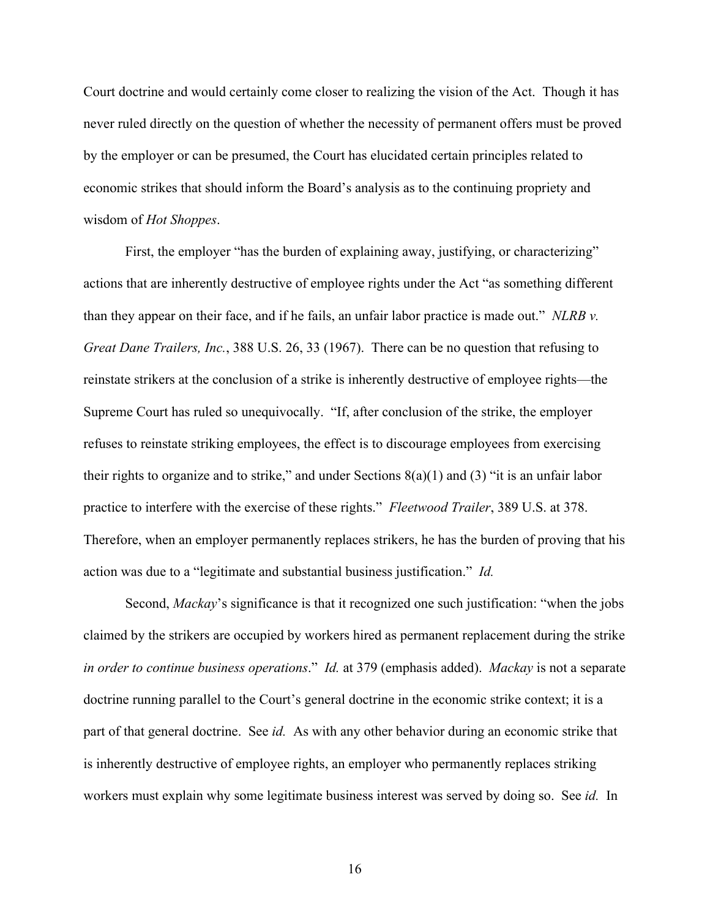Court doctrine and would certainly come closer to realizing the vision of the Act. Though it has never ruled directly on the question of whether the necessity of permanent offers must be proved by the employer or can be presumed, the Court has elucidated certain principles related to economic strikes that should inform the Board's analysis as to the continuing propriety and wisdom of *Hot Shoppes*.

First, the employer "has the burden of explaining away, justifying, or characterizing" actions that are inherently destructive of employee rights under the Act "as something different than they appear on their face, and if he fails, an unfair labor practice is made out." *NLRB v. Great Dane Trailers, Inc.*, 388 U.S. 26, 33 (1967). There can be no question that refusing to reinstate strikers at the conclusion of a strike is inherently destructive of employee rights—the Supreme Court has ruled so unequivocally. "If, after conclusion of the strike, the employer refuses to reinstate striking employees, the effect is to discourage employees from exercising their rights to organize and to strike," and under Sections 8(a)(1) and (3) "it is an unfair labor practice to interfere with the exercise of these rights." *Fleetwood Trailer*, 389 U.S. at 378. Therefore, when an employer permanently replaces strikers, he has the burden of proving that his action was due to a "legitimate and substantial business justification." *Id.*

Second, *Mackay*'s significance is that it recognized one such justification: "when the jobs claimed by the strikers are occupied by workers hired as permanent replacement during the strike *in order to continue business operations*." *Id.* at 379 (emphasis added). *Mackay* is not a separate doctrine running parallel to the Court's general doctrine in the economic strike context; it is a part of that general doctrine. See *id.* As with any other behavior during an economic strike that is inherently destructive of employee rights, an employer who permanently replaces striking workers must explain why some legitimate business interest was served by doing so. See *id.* In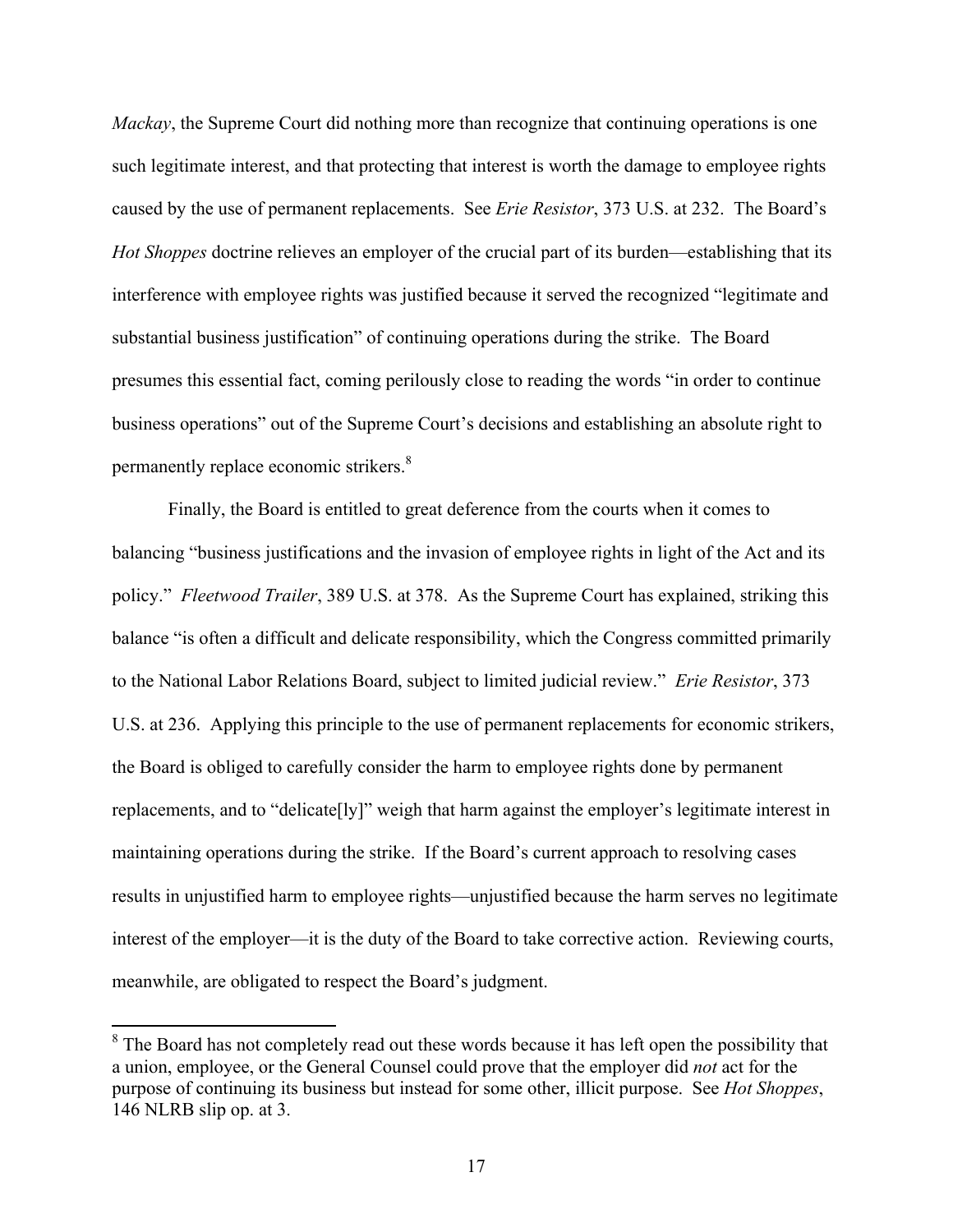*Mackay*, the Supreme Court did nothing more than recognize that continuing operations is one such legitimate interest, and that protecting that interest is worth the damage to employee rights caused by the use of permanent replacements. See *Erie Resistor*, 373 U.S. at 232. The Board's *Hot Shoppes* doctrine relieves an employer of the crucial part of its burden—establishing that its interference with employee rights was justified because it served the recognized "legitimate and substantial business justification" of continuing operations during the strike. The Board presumes this essential fact, coming perilously close to reading the words "in order to continue business operations" out of the Supreme Court's decisions and establishing an absolute right to permanently replace economic strikers.[8]

Finally, the Board is entitled to great deference from the courts when it comes to balancing "business justifications and the invasion of employee rights in light of the Act and its policy." *Fleetwood Trailer*, 389 U.S. at 378. As the Supreme Court has explained, striking this balance "is often a difficult and delicate responsibility, which the Congress committed primarily to the National Labor Relations Board, subject to limited judicial review." *Erie Resistor*, 373 U.S. at 236. Applying this principle to the use of permanent replacements for economic strikers, the Board is obliged to carefully consider the harm to employee rights done by permanent replacements, and to "delicate[ly]" weigh that harm against the employer's legitimate interest in maintaining operations during the strike. If the Board's current approach to resolving cases results in unjustified harm to employee rights—unjustified because the harm serves no legitimate interest of the employer—it is the duty of the Board to take corrective action. Reviewing courts, meanwhile, are obligated to respect the Board's judgment.

[8] The Board has not completely read out these words because it has left open the possibility that a union, employee, or the General Counsel could prove that the employer did *not* act for the purpose of continuing its business but instead for some other, illicit purpose. See *Hot Shoppes*, 146 NLRB slip op. at 3.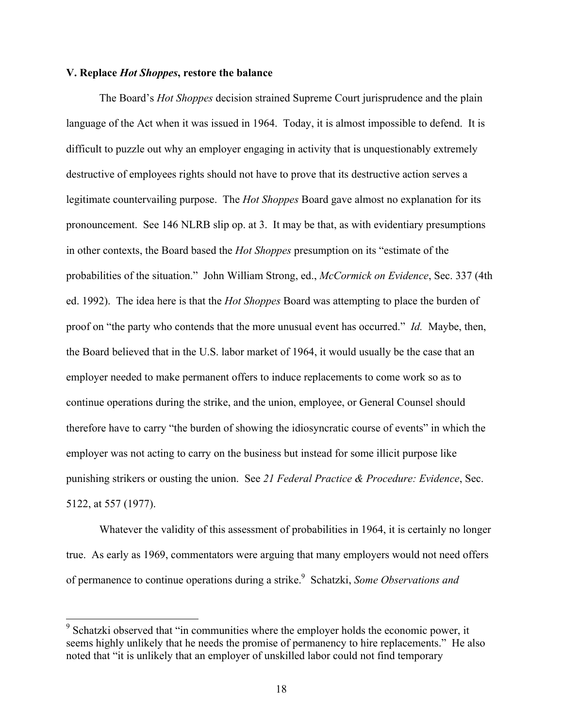**V. Replace *Hot Shoppes*, restore the balance**

The Board's *Hot Shoppes* decision strained Supreme Court jurisprudence and the plain language of the Act when it was issued in 1964. Today, it is almost impossible to defend. It is difficult to puzzle out why an employer engaging in activity that is unquestionably extremely destructive of employees rights should not have to prove that its destructive action serves a legitimate countervailing purpose. The *Hot Shoppes* Board gave almost no explanation for its pronouncement. See 146 NLRB slip op. at 3. It may be that, as with evidentiary presumptions in other contexts, the Board based the *Hot Shoppes* presumption on its "estimate of the probabilities of the situation." John William Strong, ed., *McCormick on Evidence*, Sec. 337 (4th ed. 1992). The idea here is that the *Hot Shoppes* Board was attempting to place the burden of proof on "the party who contends that the more unusual event has occurred." *Id.* Maybe, then, the Board believed that in the U.S. labor market of 1964, it would usually be the case that an employer needed to make permanent offers to induce replacements to come work so as to continue operations during the strike, and the union, employee, or General Counsel should therefore have to carry "the burden of showing the idiosyncratic course of events" in which the employer was not acting to carry on the business but instead for some illicit purpose like punishing strikers or ousting the union. See *21 Federal Practice & Procedure: Evidence*, Sec. 5122, at 557 (1977).

Whatever the validity of this assessment of probabilities in 1964, it is certainly no longer true. As early as 1969, commentators were arguing that many employers would not need offers of permanence to continue operations during a strike.[9] Schatzki, *Some Observations and*

---

[9] Schatzki observed that "in communities where the employer holds the economic power, it seems highly unlikely that he needs the promise of permanency to hire replacements." He also noted that "it is unlikely that an employer of unskilled labor could not find temporary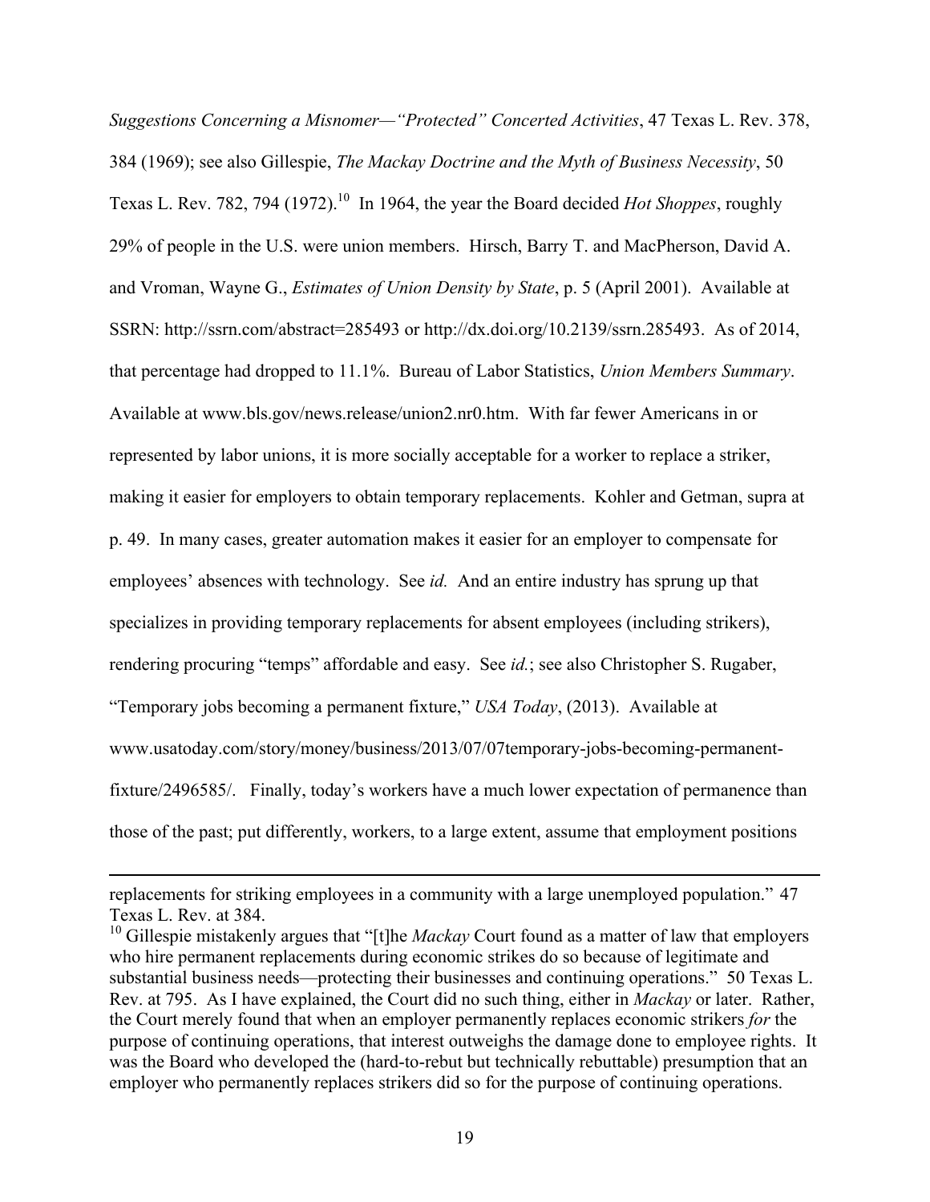*Suggestions Concerning a Misnomer—"Protected" Concerted Activities*, 47 Texas L. Rev. 378, 384 (1969); see also Gillespie, *The Mackay Doctrine and the Myth of Business Necessity*, 50 Texas L. Rev. 782, 794 (1972).[10] In 1964, the year the Board decided *Hot Shoppes*, roughly 29% of people in the U.S. were union members. Hirsch, Barry T. and MacPherson, David A. and Vroman, Wayne G., *Estimates of Union Density by State*, p. 5 (April 2001). Available at SSRN: http://ssrn.com/abstract=285493 or http://dx.doi.org/10.2139/ssrn.285493. As of 2014, that percentage had dropped to 11.1%. Bureau of Labor Statistics, *Union Members Summary*. Available at www.bls.gov/news.release/union2.nr0.htm. With far fewer Americans in or represented by labor unions, it is more socially acceptable for a worker to replace a striker, making it easier for employers to obtain temporary replacements. Kohler and Getman, supra at p. 49. In many cases, greater automation makes it easier for an employer to compensate for employees' absences with technology. See *id.* And an entire industry has sprung up that specializes in providing temporary replacements for absent employees (including strikers), rendering procuring "temps" affordable and easy. See *id.*; see also Christopher S. Rugaber, "Temporary jobs becoming a permanent fixture," *USA Today*, (2013). Available at www.usatoday.com/story/money/business/2013/07/07temporary-jobs-becoming-permanent-fixture/2496585/. Finally, today's workers have a much lower expectation of permanence than those of the past; put differently, workers, to a large extent, assume that employment positions

---

replacements for striking employees in a community with a large unemployed population." 47 Texas L. Rev. at 384.

[10] Gillespie mistakenly argues that "[t]he *Mackay* Court found as a matter of law that employers who hire permanent replacements during economic strikes do so because of legitimate and substantial business needs—protecting their businesses and continuing operations." 50 Texas L. Rev. at 795. As I have explained, the Court did no such thing, either in *Mackay* or later. Rather, the Court merely found that when an employer permanently replaces economic strikers *for* the purpose of continuing operations, that interest outweighs the damage done to employee rights. It was the Board who developed the (hard-to-rebut but technically rebuttable) presumption that an employer who permanently replaces strikers did so for the purpose of continuing operations.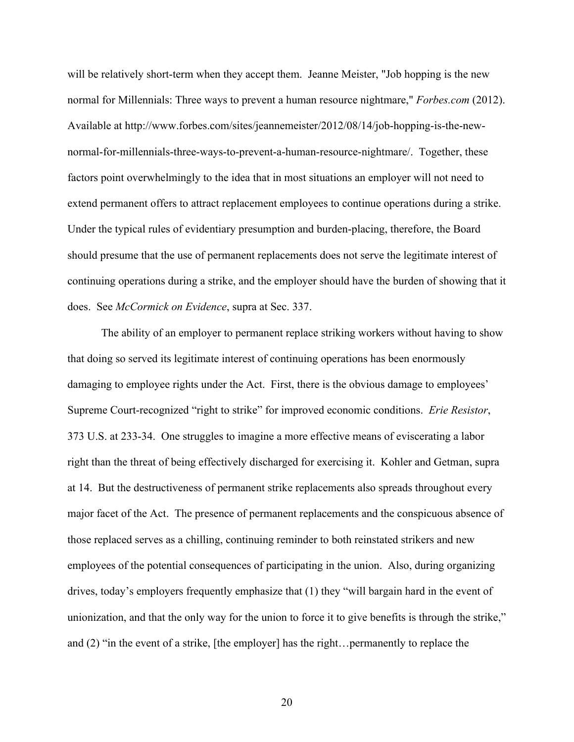will be relatively short-term when they accept them. Jeanne Meister, "Job hopping is the new normal for Millennials: Three ways to prevent a human resource nightmare," *Forbes.com* (2012). Available at http://www.forbes.com/sites/jeannemeister/2012/08/14/job-hopping-is-the-new-normal-for-millennials-three-ways-to-prevent-a-human-resource-nightmare/. Together, these factors point overwhelmingly to the idea that in most situations an employer will not need to extend permanent offers to attract replacement employees to continue operations during a strike. Under the typical rules of evidentiary presumption and burden-placing, therefore, the Board should presume that the use of permanent replacements does not serve the legitimate interest of continuing operations during a strike, and the employer should have the burden of showing that it does. See *McCormick on Evidence*, supra at Sec. 337.

The ability of an employer to permanent replace striking workers without having to show that doing so served its legitimate interest of continuing operations has been enormously damaging to employee rights under the Act. First, there is the obvious damage to employees' Supreme Court-recognized "right to strike" for improved economic conditions. *Erie Resistor*, 373 U.S. at 233-34. One struggles to imagine a more effective means of eviscerating a labor right than the threat of being effectively discharged for exercising it. Kohler and Getman, supra at 14. But the destructiveness of permanent strike replacements also spreads throughout every major facet of the Act. The presence of permanent replacements and the conspicuous absence of those replaced serves as a chilling, continuing reminder to both reinstated strikers and new employees of the potential consequences of participating in the union. Also, during organizing drives, today's employers frequently emphasize that (1) they "will bargain hard in the event of unionization, and that the only way for the union to force it to give benefits is through the strike," and (2) "in the event of a strike, [the employer] has the right…permanently to replace the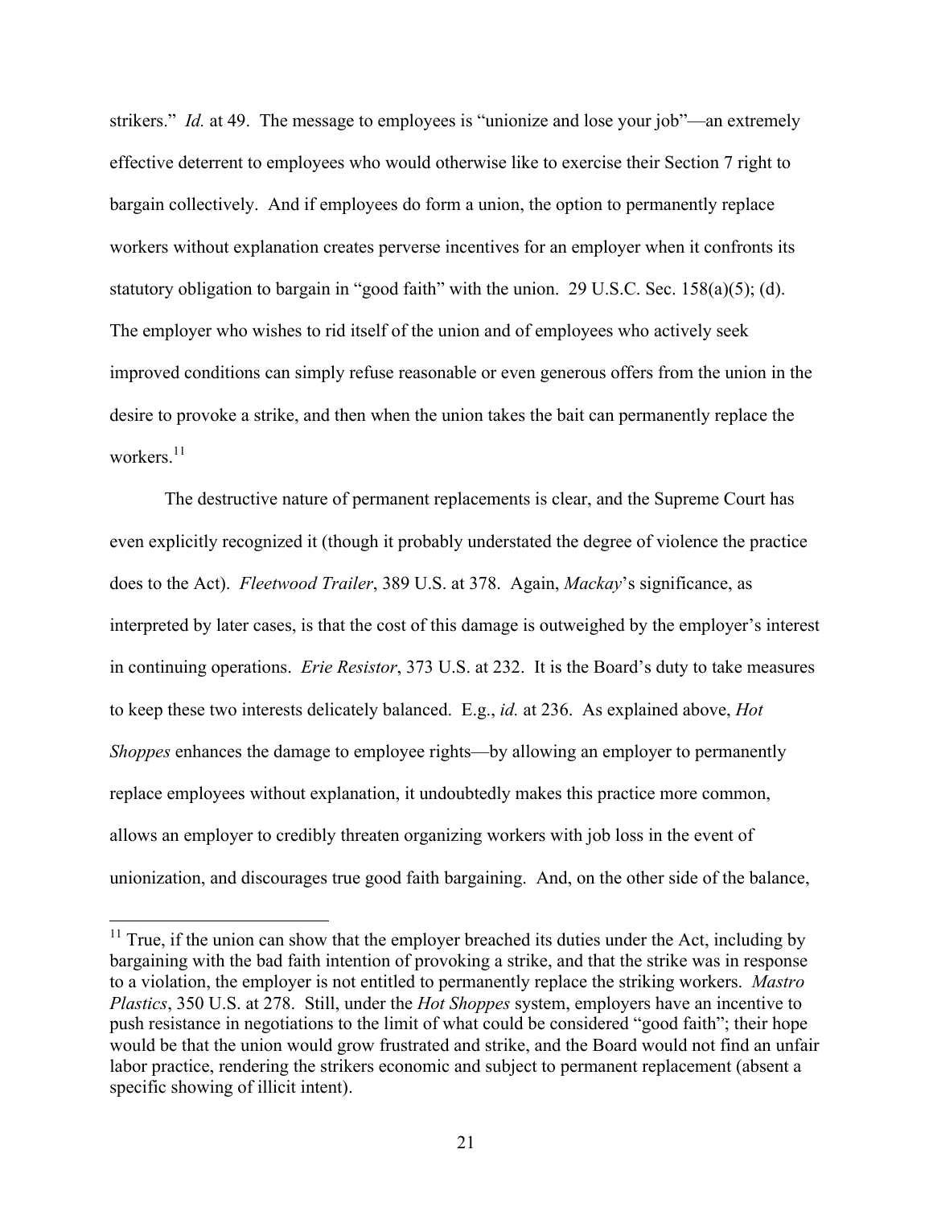strikers." *Id.* at 49. The message to employees is "unionize and lose your job"—an extremely effective deterrent to employees who would otherwise like to exercise their Section 7 right to bargain collectively. And if employees do form a union, the option to permanently replace workers without explanation creates perverse incentives for an employer when it confronts its statutory obligation to bargain in "good faith" with the union. 29 U.S.C. Sec. 158(a)(5); (d). The employer who wishes to rid itself of the union and of employees who actively seek improved conditions can simply refuse reasonable or even generous offers from the union in the desire to provoke a strike, and then when the union takes the bait can permanently replace the workers.[11]

The destructive nature of permanent replacements is clear, and the Supreme Court has even explicitly recognized it (though it probably understated the degree of violence the practice does to the Act). *Fleetwood Trailer*, 389 U.S. at 378. Again, *Mackay*'s significance, as interpreted by later cases, is that the cost of this damage is outweighed by the employer's interest in continuing operations. *Erie Resistor*, 373 U.S. at 232. It is the Board's duty to take measures to keep these two interests delicately balanced. E.g., *id.* at 236. As explained above, *Hot Shoppes* enhances the damage to employee rights—by allowing an employer to permanently replace employees without explanation, it undoubtedly makes this practice more common, allows an employer to credibly threaten organizing workers with job loss in the event of unionization, and discourages true good faith bargaining. And, on the other side of the balance,

---

[11] True, if the union can show that the employer breached its duties under the Act, including by bargaining with the bad faith intention of provoking a strike, and that the strike was in response to a violation, the employer is not entitled to permanently replace the striking workers. *Mastro Plastics*, 350 U.S. at 278. Still, under the *Hot Shoppes* system, employers have an incentive to push resistance in negotiations to the limit of what could be considered "good faith"; their hope would be that the union would grow frustrated and strike, and the Board would not find an unfair labor practice, rendering the strikers economic and subject to permanent replacement (absent a specific showing of illicit intent).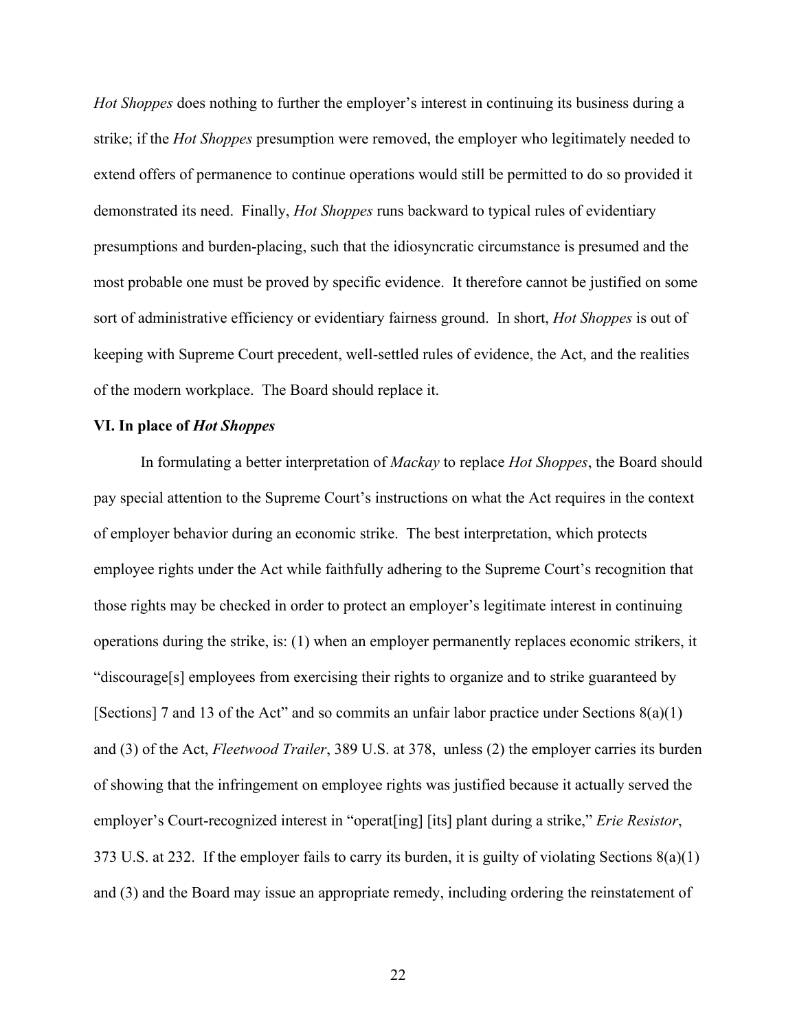*Hot Shoppes* does nothing to further the employer's interest in continuing its business during a strike; if the *Hot Shoppes* presumption were removed, the employer who legitimately needed to extend offers of permanence to continue operations would still be permitted to do so provided it demonstrated its need. Finally, *Hot Shoppes* runs backward to typical rules of evidentiary presumptions and burden-placing, such that the idiosyncratic circumstance is presumed and the most probable one must be proved by specific evidence. It therefore cannot be justified on some sort of administrative efficiency or evidentiary fairness ground. In short, *Hot Shoppes* is out of keeping with Supreme Court precedent, well-settled rules of evidence, the Act, and the realities of the modern workplace. The Board should replace it.

**VI. In place of *Hot Shoppes***

In formulating a better interpretation of *Mackay* to replace *Hot Shoppes*, the Board should pay special attention to the Supreme Court's instructions on what the Act requires in the context of employer behavior during an economic strike. The best interpretation, which protects employee rights under the Act while faithfully adhering to the Supreme Court's recognition that those rights may be checked in order to protect an employer's legitimate interest in continuing operations during the strike, is: (1) when an employer permanently replaces economic strikers, it "discourage[s] employees from exercising their rights to organize and to strike guaranteed by [Sections] 7 and 13 of the Act" and so commits an unfair labor practice under Sections 8(a)(1) and (3) of the Act, *Fleetwood Trailer*, 389 U.S. at 378, unless (2) the employer carries its burden of showing that the infringement on employee rights was justified because it actually served the employer's Court-recognized interest in "operat[ing] [its] plant during a strike," *Erie Resistor*, 373 U.S. at 232. If the employer fails to carry its burden, it is guilty of violating Sections 8(a)(1) and (3) and the Board may issue an appropriate remedy, including ordering the reinstatement of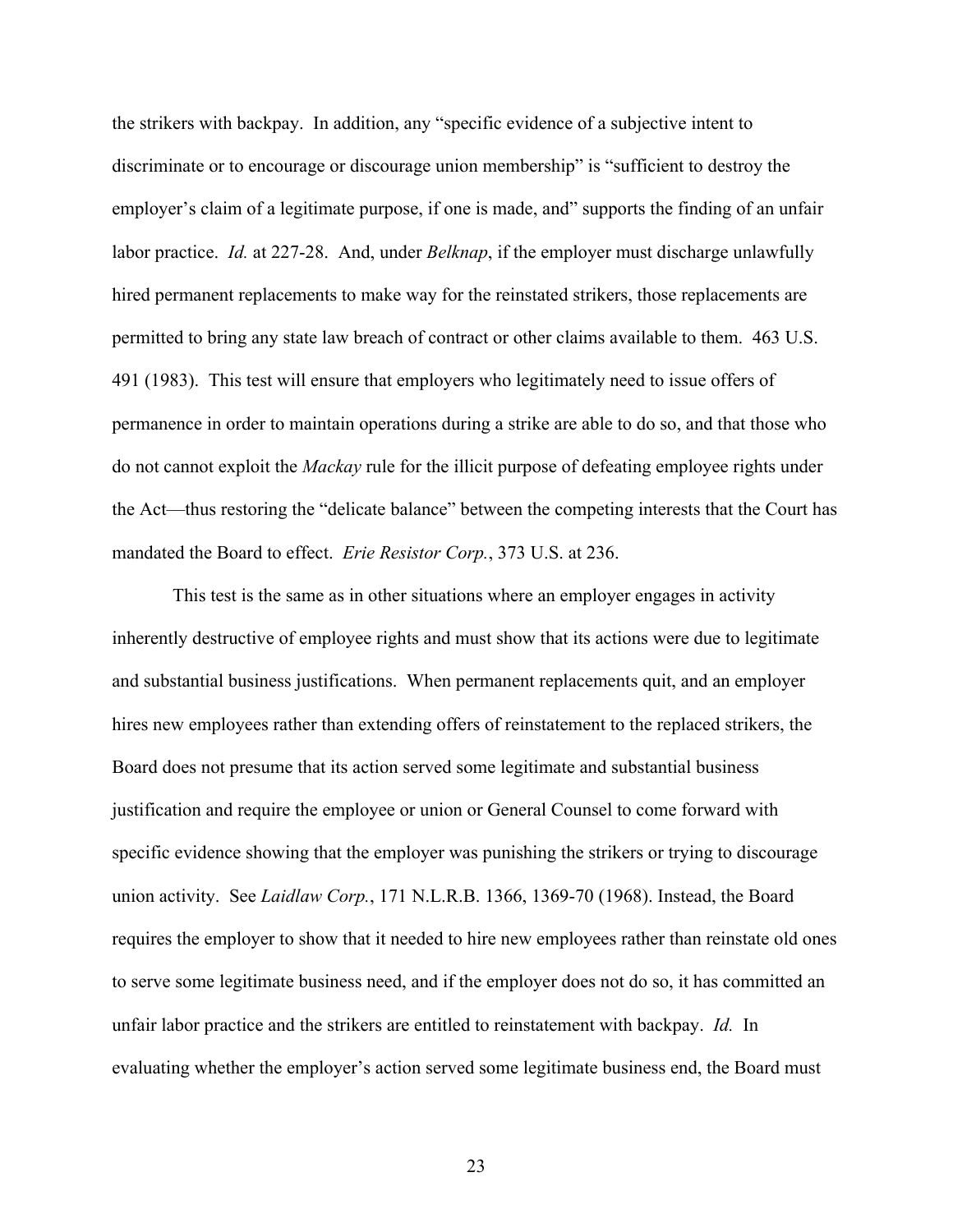the strikers with backpay. In addition, any "specific evidence of a subjective intent to discriminate or to encourage or discourage union membership" is "sufficient to destroy the employer's claim of a legitimate purpose, if one is made, and" supports the finding of an unfair labor practice. *Id.* at 227-28. And, under *Belknap*, if the employer must discharge unlawfully hired permanent replacements to make way for the reinstated strikers, those replacements are permitted to bring any state law breach of contract or other claims available to them. 463 U.S. 491 (1983). This test will ensure that employers who legitimately need to issue offers of permanence in order to maintain operations during a strike are able to do so, and that those who do not cannot exploit the *Mackay* rule for the illicit purpose of defeating employee rights under the Act—thus restoring the "delicate balance" between the competing interests that the Court has mandated the Board to effect. *Erie Resistor Corp.*, 373 U.S. at 236.

This test is the same as in other situations where an employer engages in activity inherently destructive of employee rights and must show that its actions were due to legitimate and substantial business justifications. When permanent replacements quit, and an employer hires new employees rather than extending offers of reinstatement to the replaced strikers, the Board does not presume that its action served some legitimate and substantial business justification and require the employee or union or General Counsel to come forward with specific evidence showing that the employer was punishing the strikers or trying to discourage union activity. See *Laidlaw Corp.*, 171 N.L.R.B. 1366, 1369-70 (1968). Instead, the Board requires the employer to show that it needed to hire new employees rather than reinstate old ones to serve some legitimate business need, and if the employer does not do so, it has committed an unfair labor practice and the strikers are entitled to reinstatement with backpay. *Id.* In evaluating whether the employer's action served some legitimate business end, the Board must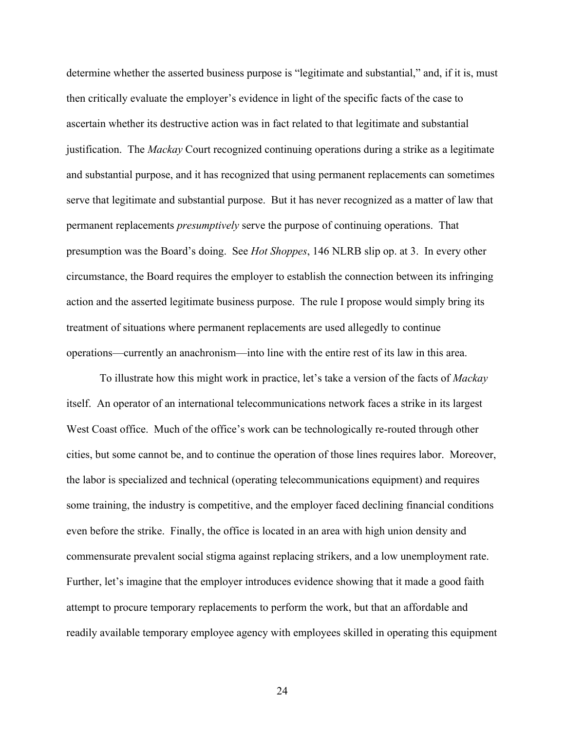determine whether the asserted business purpose is "legitimate and substantial," and, if it is, must then critically evaluate the employer's evidence in light of the specific facts of the case to ascertain whether its destructive action was in fact related to that legitimate and substantial justification. The *Mackay* Court recognized continuing operations during a strike as a legitimate and substantial purpose, and it has recognized that using permanent replacements can sometimes serve that legitimate and substantial purpose. But it has never recognized as a matter of law that permanent replacements *presumptively* serve the purpose of continuing operations. That presumption was the Board's doing. See *Hot Shoppes*, 146 NLRB slip op. at 3. In every other circumstance, the Board requires the employer to establish the connection between its infringing action and the asserted legitimate business purpose. The rule I propose would simply bring its treatment of situations where permanent replacements are used allegedly to continue operations—currently an anachronism—into line with the entire rest of its law in this area.

To illustrate how this might work in practice, let's take a version of the facts of *Mackay* itself. An operator of an international telecommunications network faces a strike in its largest West Coast office. Much of the office's work can be technologically re-routed through other cities, but some cannot be, and to continue the operation of those lines requires labor. Moreover, the labor is specialized and technical (operating telecommunications equipment) and requires some training, the industry is competitive, and the employer faced declining financial conditions even before the strike. Finally, the office is located in an area with high union density and commensurate prevalent social stigma against replacing strikers, and a low unemployment rate. Further, let's imagine that the employer introduces evidence showing that it made a good faith attempt to procure temporary replacements to perform the work, but that an affordable and readily available temporary employee agency with employees skilled in operating this equipment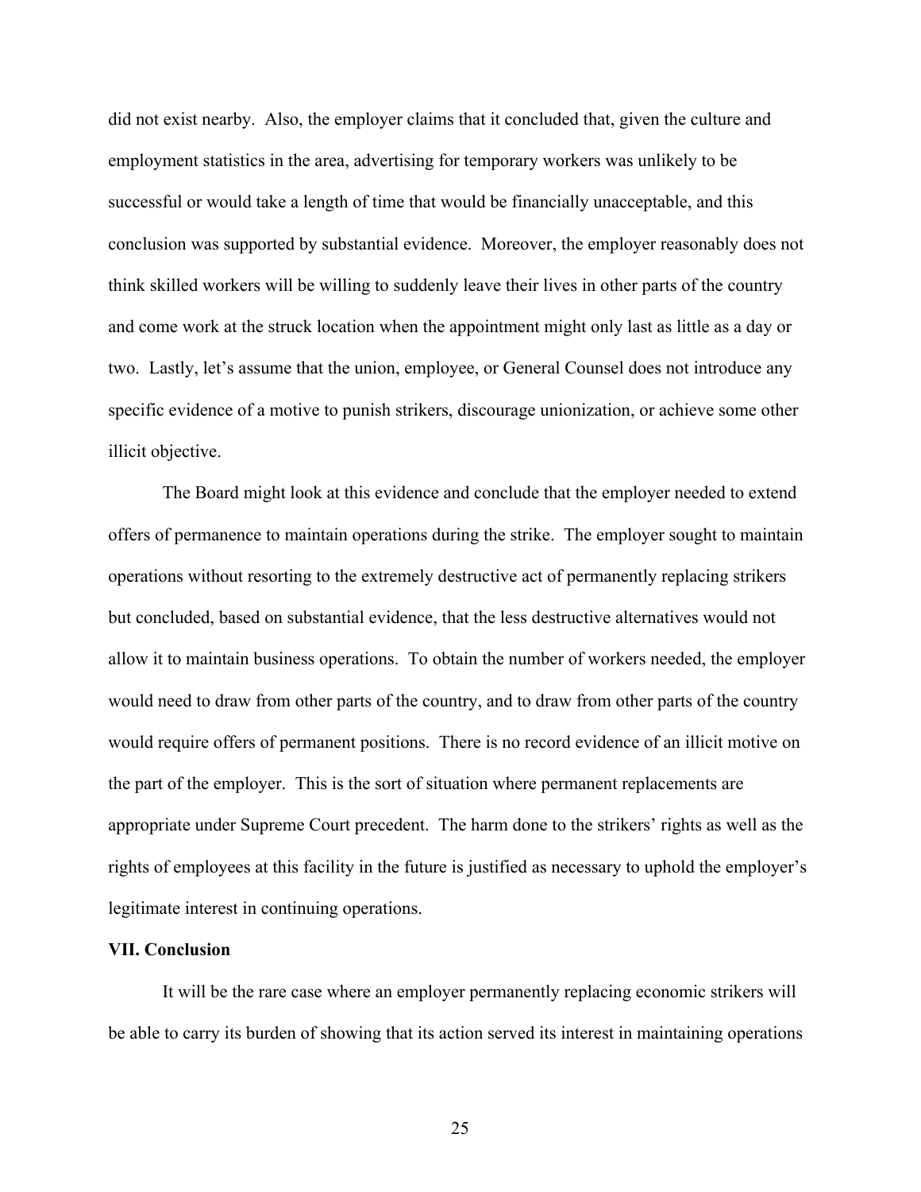did not exist nearby. Also, the employer claims that it concluded that, given the culture and employment statistics in the area, advertising for temporary workers was unlikely to be successful or would take a length of time that would be financially unacceptable, and this conclusion was supported by substantial evidence. Moreover, the employer reasonably does not think skilled workers will be willing to suddenly leave their lives in other parts of the country and come work at the struck location when the appointment might only last as little as a day or two. Lastly, let's assume that the union, employee, or General Counsel does not introduce any specific evidence of a motive to punish strikers, discourage unionization, or achieve some other illicit objective.

The Board might look at this evidence and conclude that the employer needed to extend offers of permanence to maintain operations during the strike. The employer sought to maintain operations without resorting to the extremely destructive act of permanently replacing strikers but concluded, based on substantial evidence, that the less destructive alternatives would not allow it to maintain business operations. To obtain the number of workers needed, the employer would need to draw from other parts of the country, and to draw from other parts of the country would require offers of permanent positions. There is no record evidence of an illicit motive on the part of the employer. This is the sort of situation where permanent replacements are appropriate under Supreme Court precedent. The harm done to the strikers' rights as well as the rights of employees at this facility in the future is justified as necessary to uphold the employer's legitimate interest in continuing operations.

## VII. Conclusion

It will be the rare case where an employer permanently replacing economic strikers will be able to carry its burden of showing that its action served its interest in maintaining operations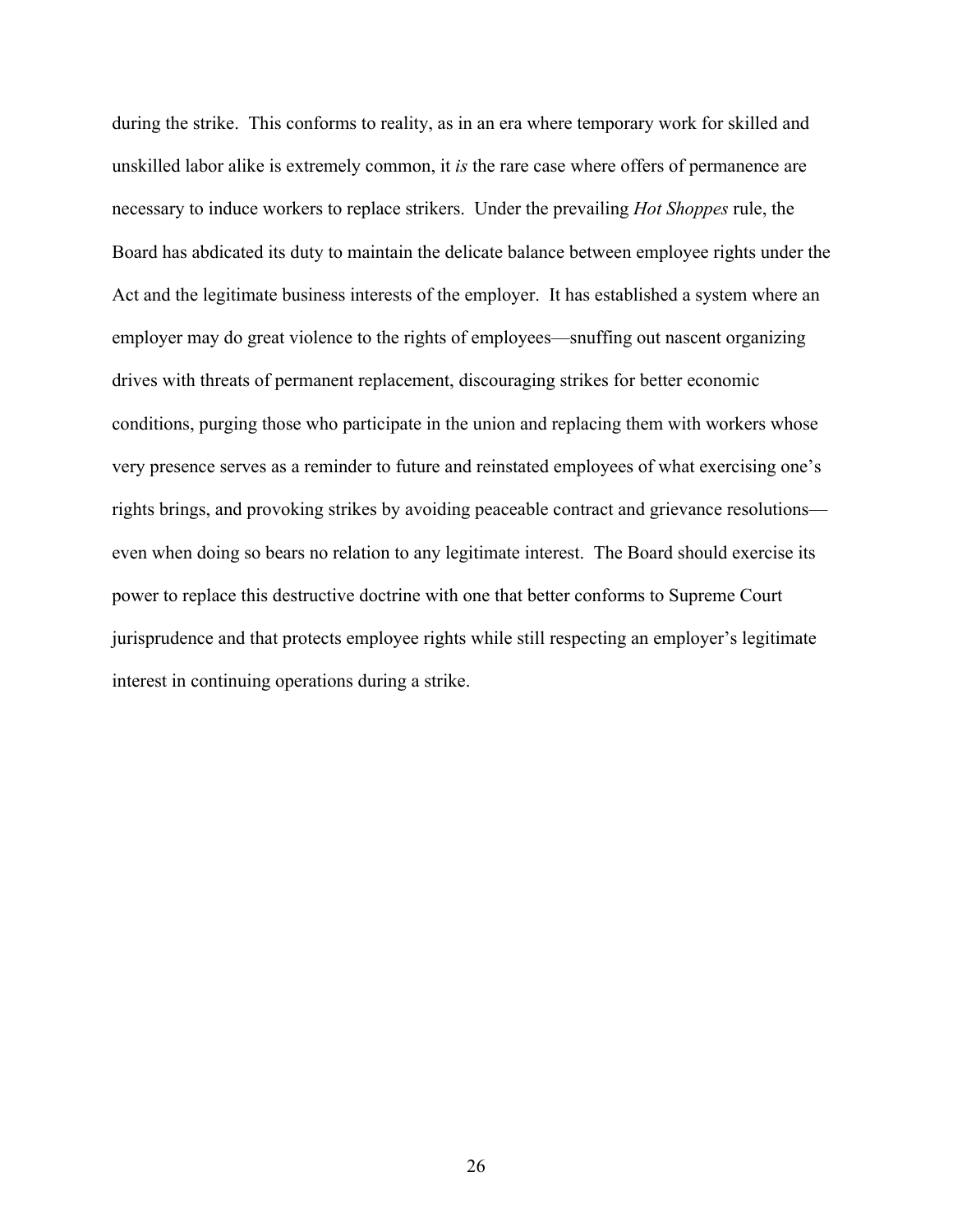during the strike. This conforms to reality, as in an era where temporary work for skilled and unskilled labor alike is extremely common, it *is* the rare case where offers of permanence are necessary to induce workers to replace strikers. Under the prevailing *Hot Shoppes* rule, the Board has abdicated its duty to maintain the delicate balance between employee rights under the Act and the legitimate business interests of the employer. It has established a system where an employer may do great violence to the rights of employees—snuffing out nascent organizing drives with threats of permanent replacement, discouraging strikes for better economic conditions, purging those who participate in the union and replacing them with workers whose very presence serves as a reminder to future and reinstated employees of what exercising one's rights brings, and provoking strikes by avoiding peaceable contract and grievance resolutions—even when doing so bears no relation to any legitimate interest. The Board should exercise its power to replace this destructive doctrine with one that better conforms to Supreme Court jurisprudence and that protects employee rights while still respecting an employer's legitimate interest in continuing operations during a strike.